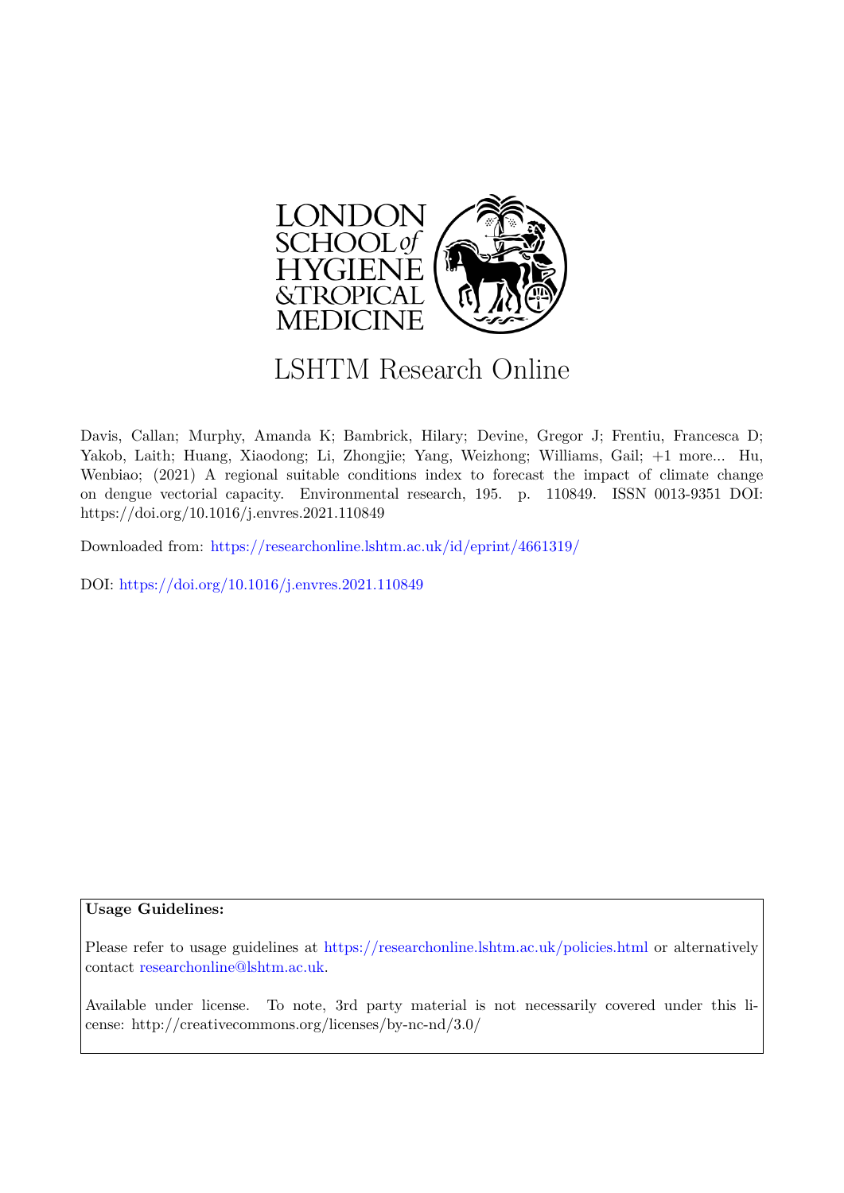# LSHTM Research Online

Davis, Callan; Murphy, Amanda K; Bambrick, Hilary; Devine, Gregor J; Frentiu, Francesca D; Yakob, Laith; Huang, Xiaodong; Li, Zhongjie; Yang, Weizhong; Williams, Gail; +1 more... Hu, Wenbiao; (2021) A regional suitable conditions index to forecast the impact of climate change on dengue vectorial capacity. Environmental research, 195. p. 110849. ISSN 0013-9351 DOI: https://doi.org/10.1016/j.envres.2021.110849

Downloaded from: https://researchonline.lshtm.ac.uk/id/eprint/4661319/

DOI: https://doi.org/10.1016/j.envres.2021.110849

**Usage Guidelines:**

Please refer to usage guidelines at https://researchonline.lshtm.ac.uk/policies.html or alternatively contact researchonline@lshtm.ac.uk.

Available under license. To note, 3rd party material is not necessarily covered under this license: http://creativecommons.org/licenses/by-nc-nd/3.0/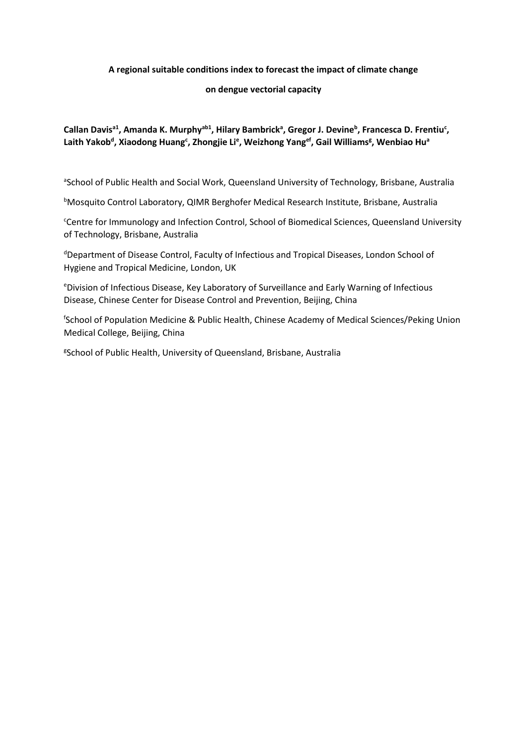**A regional suitable conditions index to forecast the impact of climate change on dengue vectorial capacity**

**Callan Davis[a1], Amanda K. Murphy[ab1], Hilary Bambrick[a], Gregor J. Devine[b], Francesca D. Frentiu[c], Laith Yakob[d], Xiaodong Huang[c], Zhongjie Li[e], Weizhong Yang[ef], Gail Williams[g], Wenbiao Hu[a]**

[a]School of Public Health and Social Work, Queensland University of Technology, Brisbane, Australia

[b]Mosquito Control Laboratory, QIMR Berghofer Medical Research Institute, Brisbane, Australia

[c]Centre for Immunology and Infection Control, School of Biomedical Sciences, Queensland University of Technology, Brisbane, Australia

[d]Department of Disease Control, Faculty of Infectious and Tropical Diseases, London School of Hygiene and Tropical Medicine, London, UK

[e]Division of Infectious Disease, Key Laboratory of Surveillance and Early Warning of Infectious Disease, Chinese Center for Disease Control and Prevention, Beijing, China

[f]School of Population Medicine & Public Health, Chinese Academy of Medical Sciences/Peking Union Medical College, Beijing, China

[g]School of Public Health, University of Queensland, Brisbane, Australia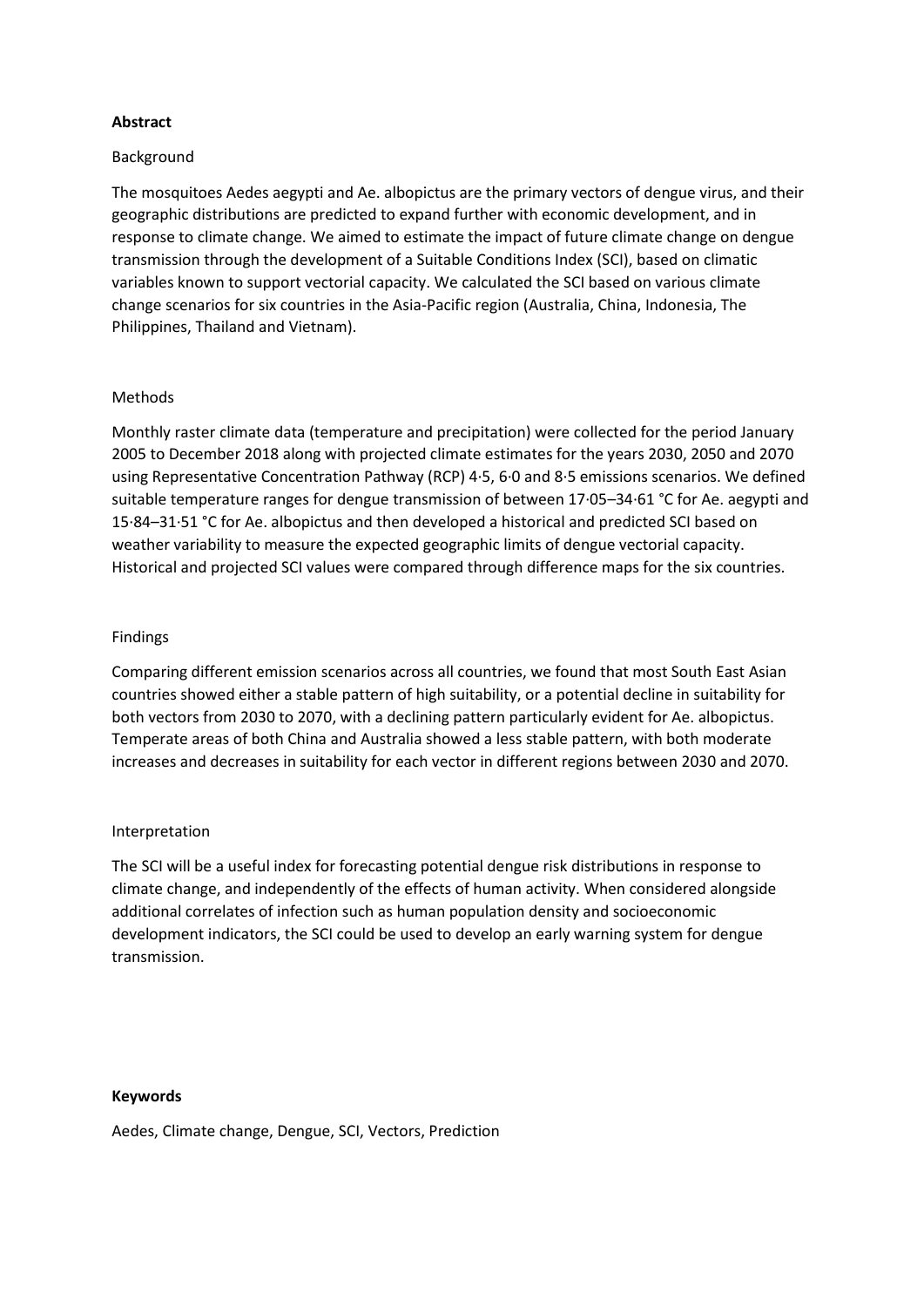**Abstract**

Background

The mosquitoes Aedes aegypti and Ae. albopictus are the primary vectors of dengue virus, and their geographic distributions are predicted to expand further with economic development, and in response to climate change. We aimed to estimate the impact of future climate change on dengue transmission through the development of a Suitable Conditions Index (SCI), based on climatic variables known to support vectorial capacity. We calculated the SCI based on various climate change scenarios for six countries in the Asia-Pacific region (Australia, China, Indonesia, The Philippines, Thailand and Vietnam).

Methods

Monthly raster climate data (temperature and precipitation) were collected for the period January 2005 to December 2018 along with projected climate estimates for the years 2030, 2050 and 2070 using Representative Concentration Pathway (RCP) 4·5, 6·0 and 8·5 emissions scenarios. We defined suitable temperature ranges for dengue transmission of between 17·05–34·61 °C for Ae. aegypti and 15·84–31·51 °C for Ae. albopictus and then developed a historical and predicted SCI based on weather variability to measure the expected geographic limits of dengue vectorial capacity. Historical and projected SCI values were compared through difference maps for the six countries.

Findings

Comparing different emission scenarios across all countries, we found that most South East Asian countries showed either a stable pattern of high suitability, or a potential decline in suitability for both vectors from 2030 to 2070, with a declining pattern particularly evident for Ae. albopictus. Temperate areas of both China and Australia showed a less stable pattern, with both moderate increases and decreases in suitability for each vector in different regions between 2030 and 2070.

Interpretation

The SCI will be a useful index for forecasting potential dengue risk distributions in response to climate change, and independently of the effects of human activity. When considered alongside additional correlates of infection such as human population density and socioeconomic development indicators, the SCI could be used to develop an early warning system for dengue transmission.

**Keywords**

Aedes, Climate change, Dengue, SCI, Vectors, Prediction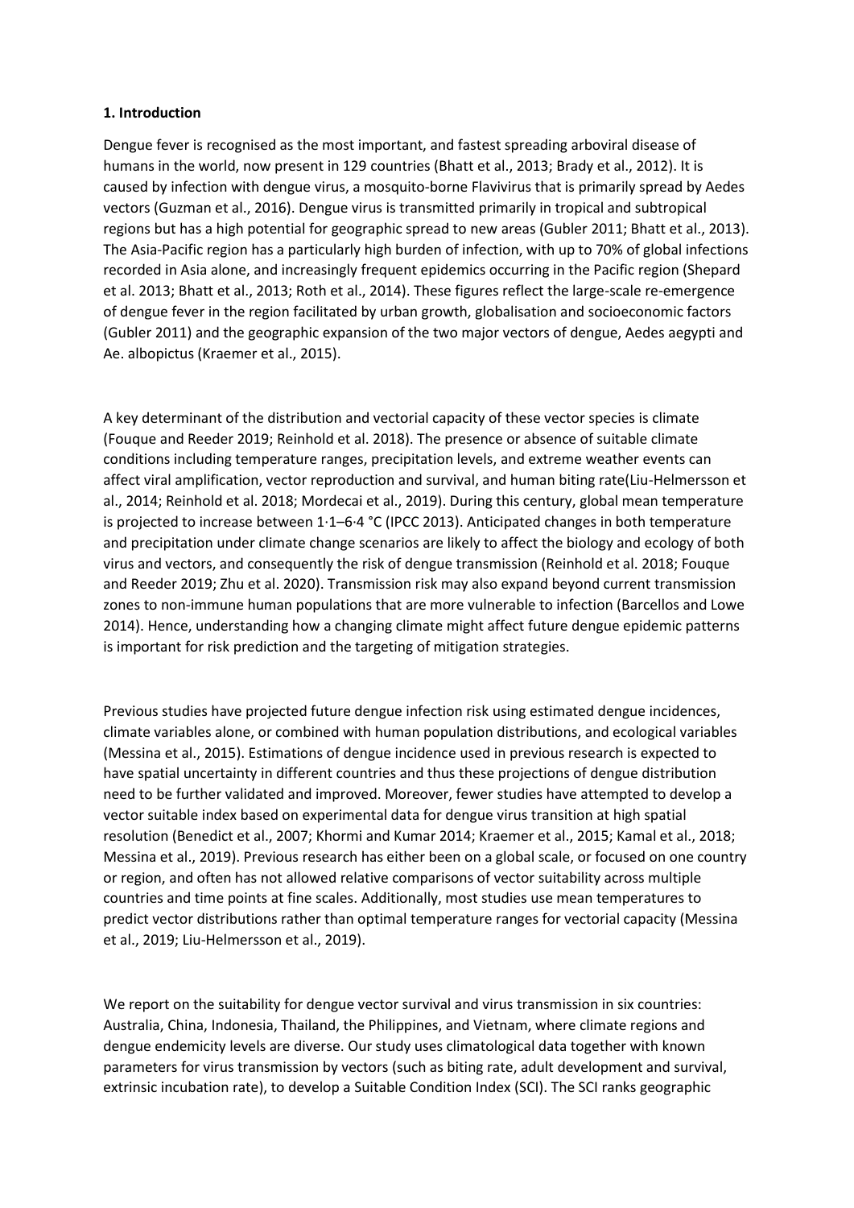**1. Introduction**

Dengue fever is recognised as the most important, and fastest spreading arboviral disease of humans in the world, now present in 129 countries (Bhatt et al., 2013; Brady et al., 2012). It is caused by infection with dengue virus, a mosquito-borne Flavivirus that is primarily spread by Aedes vectors (Guzman et al., 2016). Dengue virus is transmitted primarily in tropical and subtropical regions but has a high potential for geographic spread to new areas (Gubler 2011; Bhatt et al., 2013). The Asia-Pacific region has a particularly high burden of infection, with up to 70% of global infections recorded in Asia alone, and increasingly frequent epidemics occurring in the Pacific region (Shepard et al. 2013; Bhatt et al., 2013; Roth et al., 2014). These figures reflect the large-scale re-emergence of dengue fever in the region facilitated by urban growth, globalisation and socioeconomic factors (Gubler 2011) and the geographic expansion of the two major vectors of dengue, Aedes aegypti and Ae. albopictus (Kraemer et al., 2015).

A key determinant of the distribution and vectorial capacity of these vector species is climate (Fouque and Reeder 2019; Reinhold et al. 2018). The presence or absence of suitable climate conditions including temperature ranges, precipitation levels, and extreme weather events can affect viral amplification, vector reproduction and survival, and human biting rate(Liu-Helmersson et al., 2014; Reinhold et al. 2018; Mordecai et al., 2019). During this century, global mean temperature is projected to increase between 1·1–6·4 °C (IPCC 2013). Anticipated changes in both temperature and precipitation under climate change scenarios are likely to affect the biology and ecology of both virus and vectors, and consequently the risk of dengue transmission (Reinhold et al. 2018; Fouque and Reeder 2019; Zhu et al. 2020). Transmission risk may also expand beyond current transmission zones to non-immune human populations that are more vulnerable to infection (Barcellos and Lowe 2014). Hence, understanding how a changing climate might affect future dengue epidemic patterns is important for risk prediction and the targeting of mitigation strategies.

Previous studies have projected future dengue infection risk using estimated dengue incidences, climate variables alone, or combined with human population distributions, and ecological variables (Messina et al., 2015). Estimations of dengue incidence used in previous research is expected to have spatial uncertainty in different countries and thus these projections of dengue distribution need to be further validated and improved. Moreover, fewer studies have attempted to develop a vector suitable index based on experimental data for dengue virus transition at high spatial resolution (Benedict et al., 2007; Khormi and Kumar 2014; Kraemer et al., 2015; Kamal et al., 2018; Messina et al., 2019). Previous research has either been on a global scale, or focused on one country or region, and often has not allowed relative comparisons of vector suitability across multiple countries and time points at fine scales. Additionally, most studies use mean temperatures to predict vector distributions rather than optimal temperature ranges for vectorial capacity (Messina et al., 2019; Liu-Helmersson et al., 2019).

We report on the suitability for dengue vector survival and virus transmission in six countries: Australia, China, Indonesia, Thailand, the Philippines, and Vietnam, where climate regions and dengue endemicity levels are diverse. Our study uses climatological data together with known parameters for virus transmission by vectors (such as biting rate, adult development and survival, extrinsic incubation rate), to develop a Suitable Condition Index (SCI). The SCI ranks geographic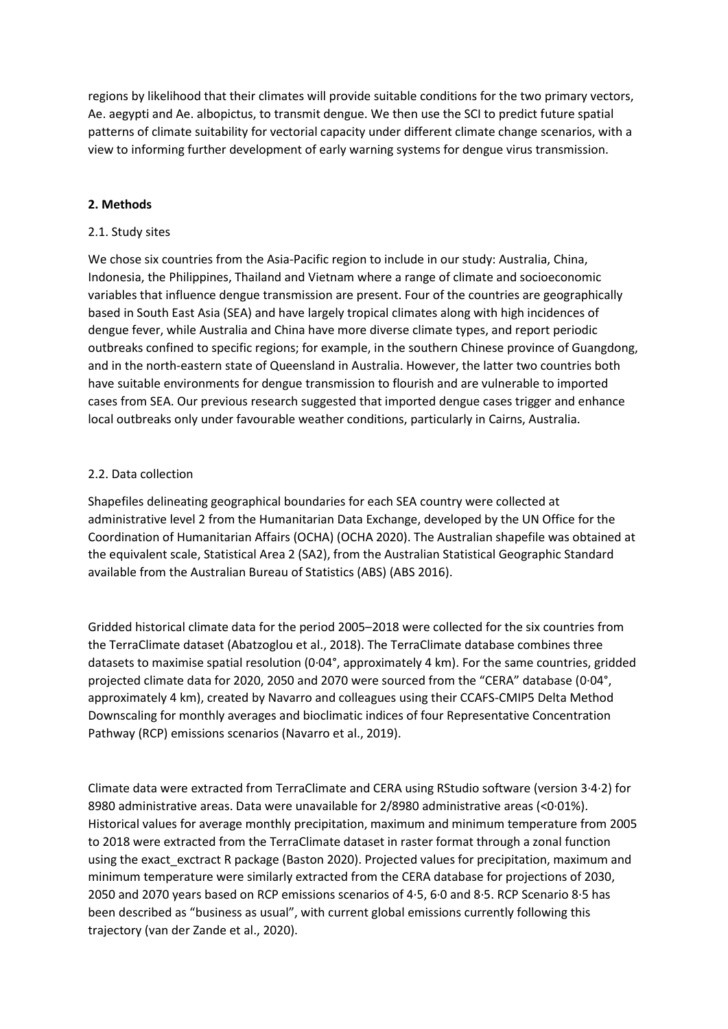regions by likelihood that their climates will provide suitable conditions for the two primary vectors, Ae. aegypti and Ae. albopictus, to transmit dengue. We then use the SCI to predict future spatial patterns of climate suitability for vectorial capacity under different climate change scenarios, with a view to informing further development of early warning systems for dengue virus transmission.

## 2. Methods

### 2.1. Study sites

We chose six countries from the Asia-Pacific region to include in our study: Australia, China, Indonesia, the Philippines, Thailand and Vietnam where a range of climate and socioeconomic variables that influence dengue transmission are present. Four of the countries are geographically based in South East Asia (SEA) and have largely tropical climates along with high incidences of dengue fever, while Australia and China have more diverse climate types, and report periodic outbreaks confined to specific regions; for example, in the southern Chinese province of Guangdong, and in the north-eastern state of Queensland in Australia. However, the latter two countries both have suitable environments for dengue transmission to flourish and are vulnerable to imported cases from SEA. Our previous research suggested that imported dengue cases trigger and enhance local outbreaks only under favourable weather conditions, particularly in Cairns, Australia.

### 2.2. Data collection

Shapefiles delineating geographical boundaries for each SEA country were collected at administrative level 2 from the Humanitarian Data Exchange, developed by the UN Office for the Coordination of Humanitarian Affairs (OCHA) (OCHA 2020). The Australian shapefile was obtained at the equivalent scale, Statistical Area 2 (SA2), from the Australian Statistical Geographic Standard available from the Australian Bureau of Statistics (ABS) (ABS 2016).

Gridded historical climate data for the period 2005–2018 were collected for the six countries from the TerraClimate dataset (Abatzoglou et al., 2018). The TerraClimate database combines three datasets to maximise spatial resolution (0·04°, approximately 4 km). For the same countries, gridded projected climate data for 2020, 2050 and 2070 were sourced from the "CERA" database (0·04°, approximately 4 km), created by Navarro and colleagues using their CCAFS-CMIP5 Delta Method Downscaling for monthly averages and bioclimatic indices of four Representative Concentration Pathway (RCP) emissions scenarios (Navarro et al., 2019).

Climate data were extracted from TerraClimate and CERA using RStudio software (version 3·4·2) for 8980 administrative areas. Data were unavailable for 2/8980 administrative areas (<0·01%). Historical values for average monthly precipitation, maximum and minimum temperature from 2005 to 2018 were extracted from the TerraClimate dataset in raster format through a zonal function using the exact_exctract R package (Baston 2020). Projected values for precipitation, maximum and minimum temperature were similarly extracted from the CERA database for projections of 2030, 2050 and 2070 years based on RCP emissions scenarios of 4·5, 6·0 and 8·5. RCP Scenario 8·5 has been described as "business as usual", with current global emissions currently following this trajectory (van der Zande et al., 2020).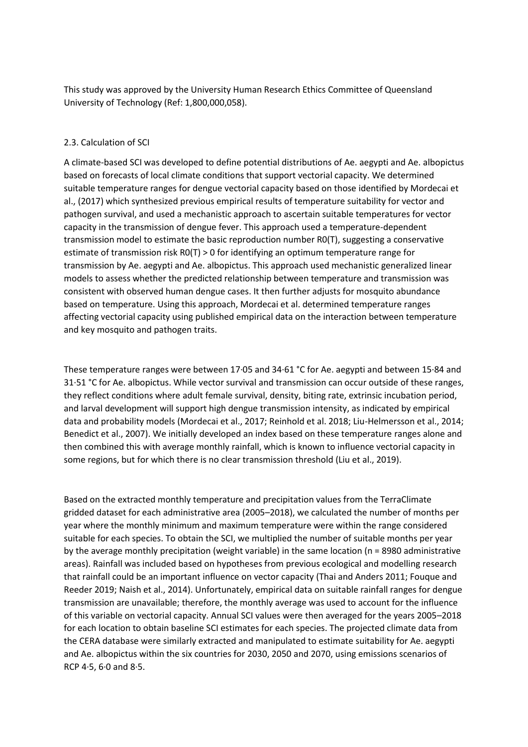This study was approved by the University Human Research Ethics Committee of Queensland University of Technology (Ref: 1,800,000,058).

### 2.3. Calculation of SCI

A climate-based SCI was developed to define potential distributions of Ae. aegypti and Ae. albopictus based on forecasts of local climate conditions that support vectorial capacity. We determined suitable temperature ranges for dengue vectorial capacity based on those identified by Mordecai et al., (2017) which synthesized previous empirical results of temperature suitability for vector and pathogen survival, and used a mechanistic approach to ascertain suitable temperatures for vector capacity in the transmission of dengue fever. This approach used a temperature-dependent transmission model to estimate the basic reproduction number $R0(T)$, suggesting a conservative estimate of transmission risk $R0(T) > 0$ for identifying an optimum temperature range for transmission by Ae. aegypti and Ae. albopictus. This approach used mechanistic generalized linear models to assess whether the predicted relationship between temperature and transmission was consistent with observed human dengue cases. It then further adjusts for mosquito abundance based on temperature. Using this approach, Mordecai et al. determined temperature ranges affecting vectorial capacity using published empirical data on the interaction between temperature and key mosquito and pathogen traits.

These temperature ranges were between 17·05 and 34·61 °C for Ae. aegypti and between 15·84 and 31·51 °C for Ae. albopictus. While vector survival and transmission can occur outside of these ranges, they reflect conditions where adult female survival, density, biting rate, extrinsic incubation period, and larval development will support high dengue transmission intensity, as indicated by empirical data and probability models (Mordecai et al., 2017; Reinhold et al. 2018; Liu-Helmersson et al., 2014; Benedict et al., 2007). We initially developed an index based on these temperature ranges alone and then combined this with average monthly rainfall, which is known to influence vectorial capacity in some regions, but for which there is no clear transmission threshold (Liu et al., 2019).

Based on the extracted monthly temperature and precipitation values from the TerraClimate gridded dataset for each administrative area (2005–2018), we calculated the number of months per year where the monthly minimum and maximum temperature were within the range considered suitable for each species. To obtain the SCI, we multiplied the number of suitable months per year by the average monthly precipitation (weight variable) in the same location ($n = 8980$ administrative areas). Rainfall was included based on hypotheses from previous ecological and modelling research that rainfall could be an important influence on vector capacity (Thai and Anders 2011; Fouque and Reeder 2019; Naish et al., 2014). Unfortunately, empirical data on suitable rainfall ranges for dengue transmission are unavailable; therefore, the monthly average was used to account for the influence of this variable on vectorial capacity. Annual SCI values were then averaged for the years 2005–2018 for each location to obtain baseline SCI estimates for each species. The projected climate data from the CERA database were similarly extracted and manipulated to estimate suitability for Ae. aegypti and Ae. albopictus within the six countries for 2030, 2050 and 2070, using emissions scenarios of RCP 4·5, 6·0 and 8·5.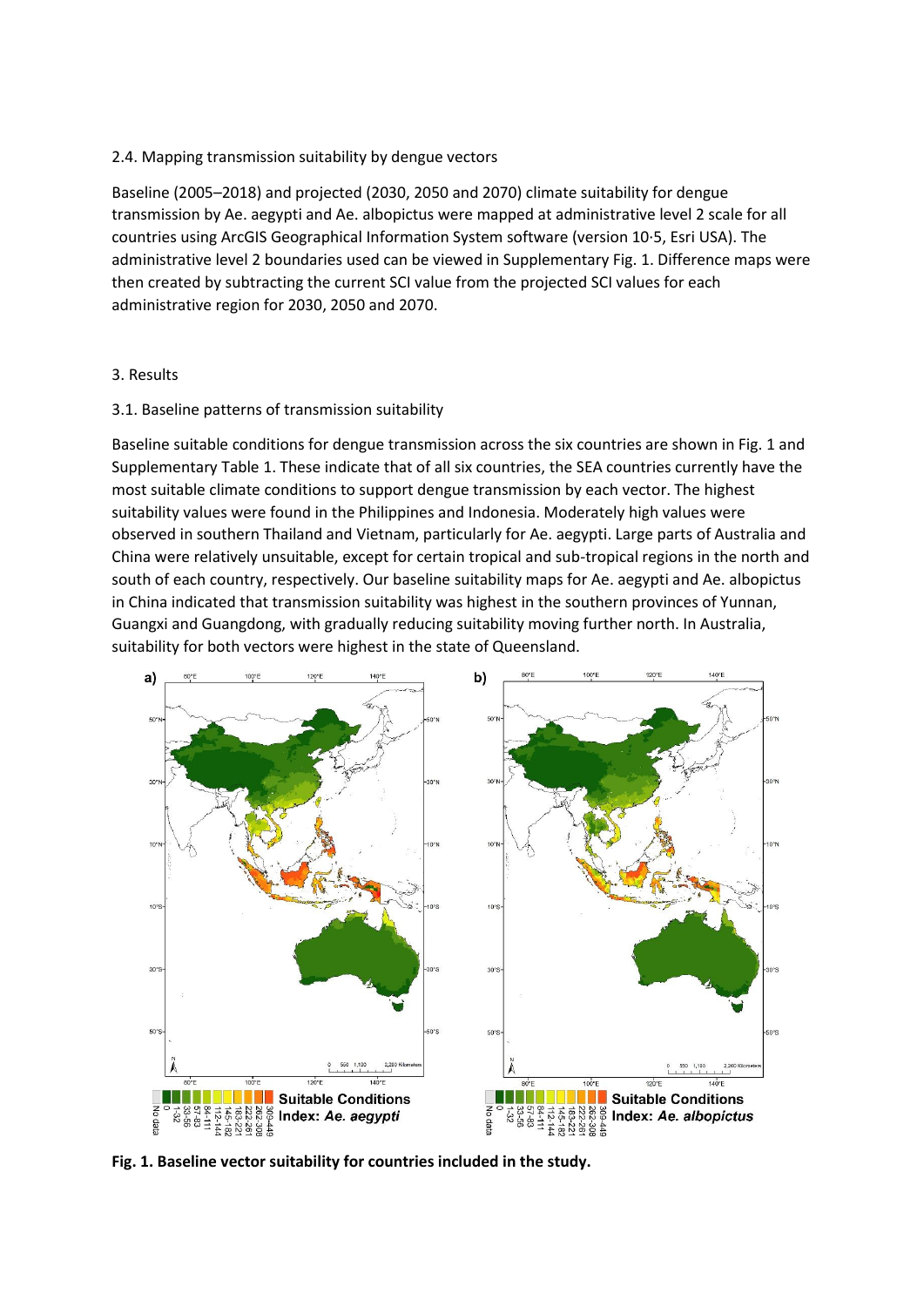## 2.4. Mapping transmission suitability by dengue vectors

Baseline (2005–2018) and projected (2030, 2050 and 2070) climate suitability for dengue transmission by Ae. aegypti and Ae. albopictus were mapped at administrative level 2 scale for all countries using ArcGIS Geographical Information System software (version 10·5, Esri USA). The administrative level 2 boundaries used can be viewed in Supplementary Fig. 1. Difference maps were then created by subtracting the current SCI value from the projected SCI values for each administrative region for 2030, 2050 and 2070.

# 3. Results

## 3.1. Baseline patterns of transmission suitability

Baseline suitable conditions for dengue transmission across the six countries are shown in Fig. 1 and Supplementary Table 1. These indicate that of all six countries, the SEA countries currently have the most suitable climate conditions to support dengue transmission by each vector. The highest suitability values were found in the Philippines and Indonesia. Moderately high values were observed in southern Thailand and Vietnam, particularly for Ae. aegypti. Large parts of Australia and China were relatively unsuitable, except for certain tropical and sub-tropical regions in the north and south of each country, respectively. Our baseline suitability maps for Ae. aegypti and Ae. albopictus in China indicated that transmission suitability was highest in the southern provinces of Yunnan, Guangxi and Guangdong, with gradually reducing suitability moving further north. In Australia, suitability for both vectors were highest in the state of Queensland.

**Fig. 1. Baseline vector suitability for countries included in the study.**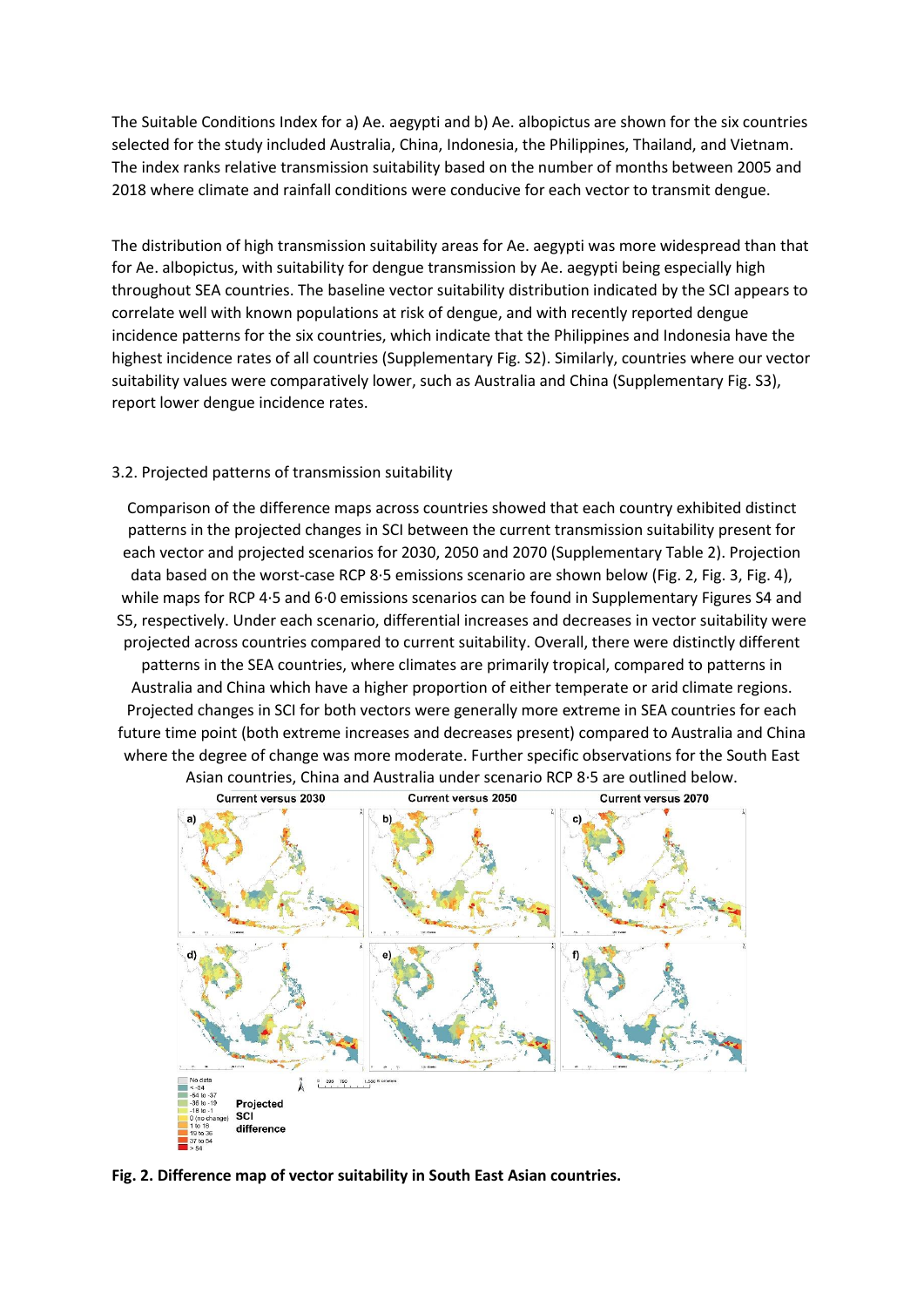The Suitable Conditions Index for a) Ae. aegypti and b) Ae. albopictus are shown for the six countries selected for the study included Australia, China, Indonesia, the Philippines, Thailand, and Vietnam. The index ranks relative transmission suitability based on the number of months between 2005 and 2018 where climate and rainfall conditions were conducive for each vector to transmit dengue.

The distribution of high transmission suitability areas for Ae. aegypti was more widespread than that for Ae. albopictus, with suitability for dengue transmission by Ae. aegypti being especially high throughout SEA countries. The baseline vector suitability distribution indicated by the SCI appears to correlate well with known populations at risk of dengue, and with recently reported dengue incidence patterns for the six countries, which indicate that the Philippines and Indonesia have the highest incidence rates of all countries (Supplementary Fig. S2). Similarly, countries where our vector suitability values were comparatively lower, such as Australia and China (Supplementary Fig. S3), report lower dengue incidence rates.

### 3.2. Projected patterns of transmission suitability

Comparison of the difference maps across countries showed that each country exhibited distinct patterns in the projected changes in SCI between the current transmission suitability present for each vector and projected scenarios for 2030, 2050 and 2070 (Supplementary Table 2). Projection data based on the worst-case RCP 8·5 emissions scenario are shown below (Fig. 2, Fig. 3, Fig. 4), while maps for RCP 4·5 and 6·0 emissions scenarios can be found in Supplementary Figures S4 and S5, respectively. Under each scenario, differential increases and decreases in vector suitability were projected across countries compared to current suitability. Overall, there were distinctly different patterns in the SEA countries, where climates are primarily tropical, compared to patterns in Australia and China which have a higher proportion of either temperate or arid climate regions. Projected changes in SCI for both vectors were generally more extreme in SEA countries for each future time point (both extreme increases and decreases present) compared to Australia and China where the degree of change was more moderate. Further specific observations for the South East Asian countries, China and Australia under scenario RCP 8·5 are outlined below.

**Fig. 2. Difference map of vector suitability in South East Asian countries.**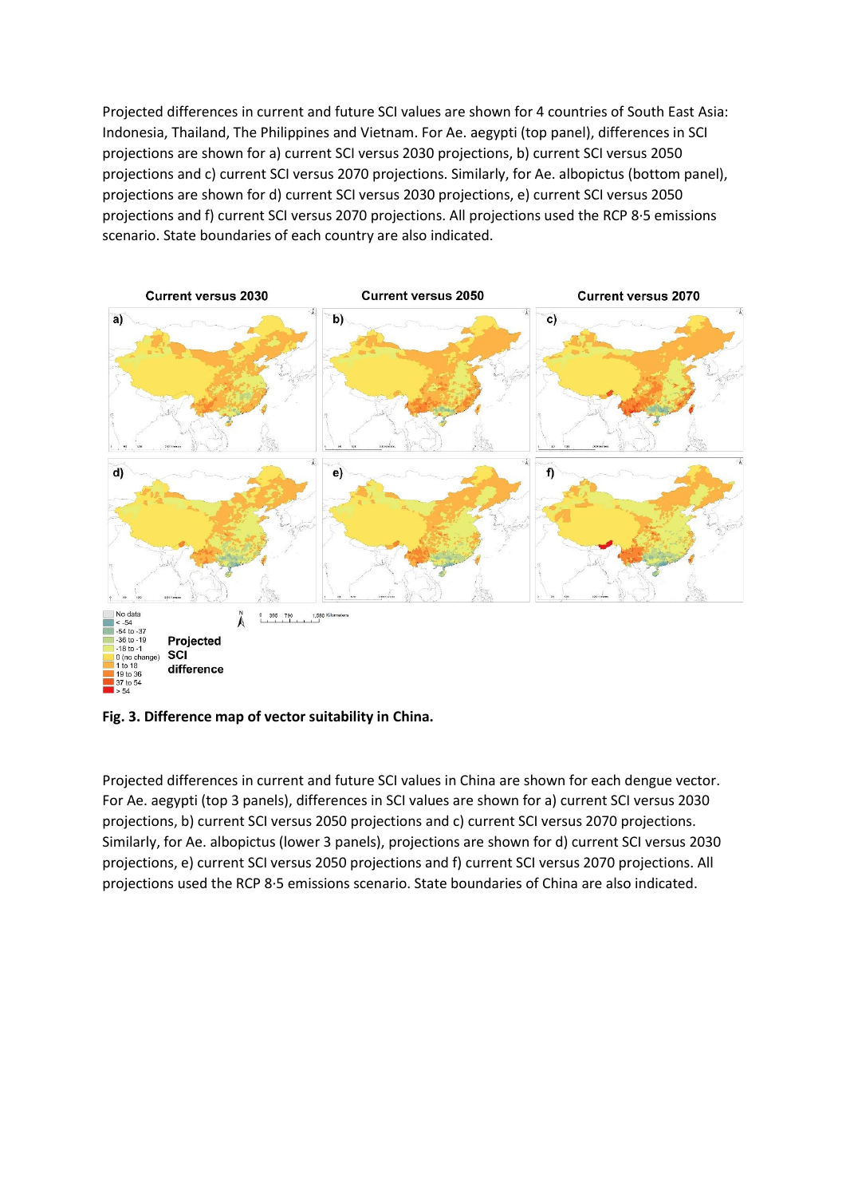Projected differences in current and future SCI values are shown for 4 countries of South East Asia: Indonesia, Thailand, The Philippines and Vietnam. For Ae. aegypti (top panel), differences in SCI projections are shown for a) current SCI versus 2030 projections, b) current SCI versus 2050 projections and c) current SCI versus 2070 projections. Similarly, for Ae. albopictus (bottom panel), projections are shown for d) current SCI versus 2030 projections, e) current SCI versus 2050 projections and f) current SCI versus 2070 projections. All projections used the RCP 8·5 emissions scenario. State boundaries of each country are also indicated.

**Fig. 3. Difference map of vector suitability in China.**

Projected differences in current and future SCI values in China are shown for each dengue vector. For Ae. aegypti (top 3 panels), differences in SCI values are shown for a) current SCI versus 2030 projections, b) current SCI versus 2050 projections and c) current SCI versus 2070 projections. Similarly, for Ae. albopictus (lower 3 panels), projections are shown for d) current SCI versus 2030 projections, e) current SCI versus 2050 projections and f) current SCI versus 2070 projections. All projections used the RCP 8·5 emissions scenario. State boundaries of China are also indicated.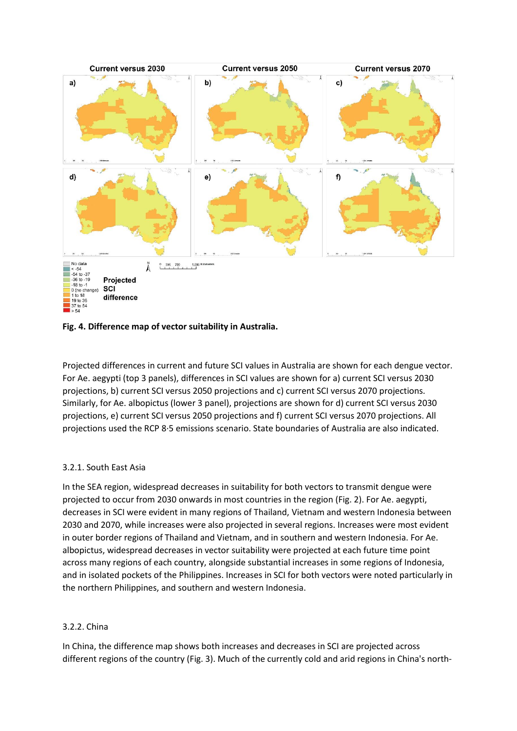**Fig. 4. Difference map of vector suitability in Australia.**

Projected differences in current and future SCI values in Australia are shown for each dengue vector. For Ae. aegypti (top 3 panels), differences in SCI values are shown for a) current SCI versus 2030 projections, b) current SCI versus 2050 projections and c) current SCI versus 2070 projections. Similarly, for Ae. albopictus (lower 3 panel), projections are shown for d) current SCI versus 2030 projections, e) current SCI versus 2050 projections and f) current SCI versus 2070 projections. All projections used the RCP 8·5 emissions scenario. State boundaries of Australia are also indicated.

### 3.2.1. South East Asia

In the SEA region, widespread decreases in suitability for both vectors to transmit dengue were projected to occur from 2030 onwards in most countries in the region (Fig. 2). For Ae. aegypti, decreases in SCI were evident in many regions of Thailand, Vietnam and western Indonesia between 2030 and 2070, while increases were also projected in several regions. Increases were most evident in outer border regions of Thailand and Vietnam, and in southern and western Indonesia. For Ae. albopictus, widespread decreases in vector suitability were projected at each future time point across many regions of each country, alongside substantial increases in some regions of Indonesia, and in isolated pockets of the Philippines. Increases in SCI for both vectors were noted particularly in the northern Philippines, and southern and western Indonesia.

### 3.2.2. China

In China, the difference map shows both increases and decreases in SCI are projected across different regions of the country (Fig. 3). Much of the currently cold and arid regions in China's north-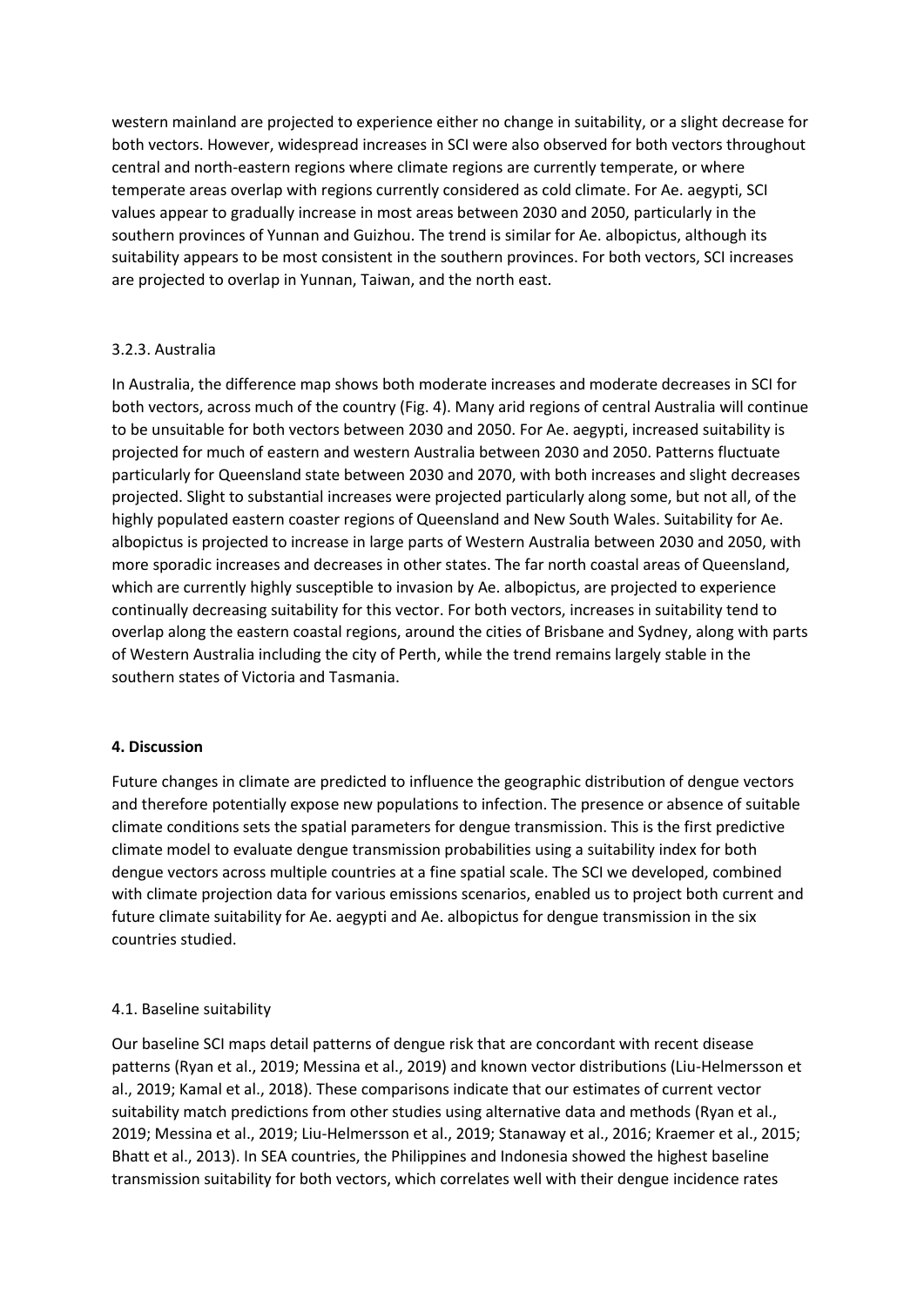western mainland are projected to experience either no change in suitability, or a slight decrease for both vectors. However, widespread increases in SCI were also observed for both vectors throughout central and north-eastern regions where climate regions are currently temperate, or where temperate areas overlap with regions currently considered as cold climate. For Ae. aegypti, SCI values appear to gradually increase in most areas between 2030 and 2050, particularly in the southern provinces of Yunnan and Guizhou. The trend is similar for Ae. albopictus, although its suitability appears to be most consistent in the southern provinces. For both vectors, SCI increases are projected to overlap in Yunnan, Taiwan, and the north east.

### 3.2.3. Australia

In Australia, the difference map shows both moderate increases and moderate decreases in SCI for both vectors, across much of the country (Fig. 4). Many arid regions of central Australia will continue to be unsuitable for both vectors between 2030 and 2050. For Ae. aegypti, increased suitability is projected for much of eastern and western Australia between 2030 and 2050. Patterns fluctuate particularly for Queensland state between 2030 and 2070, with both increases and slight decreases projected. Slight to substantial increases were projected particularly along some, but not all, of the highly populated eastern coaster regions of Queensland and New South Wales. Suitability for Ae. albopictus is projected to increase in large parts of Western Australia between 2030 and 2050, with more sporadic increases and decreases in other states. The far north coastal areas of Queensland, which are currently highly susceptible to invasion by Ae. albopictus, are projected to experience continually decreasing suitability for this vector. For both vectors, increases in suitability tend to overlap along the eastern coastal regions, around the cities of Brisbane and Sydney, along with parts of Western Australia including the city of Perth, while the trend remains largely stable in the southern states of Victoria and Tasmania.

## 4. Discussion

Future changes in climate are predicted to influence the geographic distribution of dengue vectors and therefore potentially expose new populations to infection. The presence or absence of suitable climate conditions sets the spatial parameters for dengue transmission. This is the first predictive climate model to evaluate dengue transmission probabilities using a suitability index for both dengue vectors across multiple countries at a fine spatial scale. The SCI we developed, combined with climate projection data for various emissions scenarios, enabled us to project both current and future climate suitability for Ae. aegypti and Ae. albopictus for dengue transmission in the six countries studied.

### 4.1. Baseline suitability

Our baseline SCI maps detail patterns of dengue risk that are concordant with recent disease patterns (Ryan et al., 2019; Messina et al., 2019) and known vector distributions (Liu-Helmersson et al., 2019; Kamal et al., 2018). These comparisons indicate that our estimates of current vector suitability match predictions from other studies using alternative data and methods (Ryan et al., 2019; Messina et al., 2019; Liu-Helmersson et al., 2019; Stanaway et al., 2016; Kraemer et al., 2015; Bhatt et al., 2013). In SEA countries, the Philippines and Indonesia showed the highest baseline transmission suitability for both vectors, which correlates well with their dengue incidence rates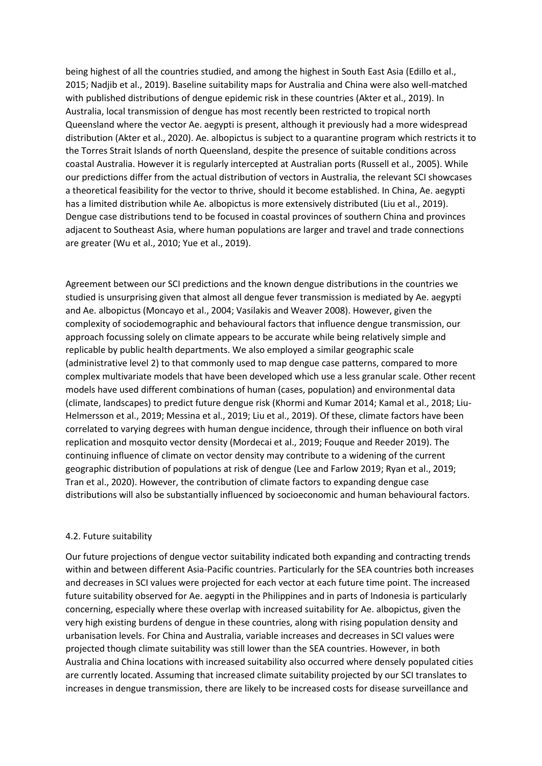being highest of all the countries studied, and among the highest in South East Asia (Edillo et al., 2015; Nadjib et al., 2019). Baseline suitability maps for Australia and China were also well-matched with published distributions of dengue epidemic risk in these countries (Akter et al., 2019). In Australia, local transmission of dengue has most recently been restricted to tropical north Queensland where the vector Ae. aegypti is present, although it previously had a more widespread distribution (Akter et al., 2020). Ae. albopictus is subject to a quarantine program which restricts it to the Torres Strait Islands of north Queensland, despite the presence of suitable conditions across coastal Australia. However it is regularly intercepted at Australian ports (Russell et al., 2005). While our predictions differ from the actual distribution of vectors in Australia, the relevant SCI showcases a theoretical feasibility for the vector to thrive, should it become established. In China, Ae. aegypti has a limited distribution while Ae. albopictus is more extensively distributed (Liu et al., 2019). Dengue case distributions tend to be focused in coastal provinces of southern China and provinces adjacent to Southeast Asia, where human populations are larger and travel and trade connections are greater (Wu et al., 2010; Yue et al., 2019).

Agreement between our SCI predictions and the known dengue distributions in the countries we studied is unsurprising given that almost all dengue fever transmission is mediated by Ae. aegypti and Ae. albopictus (Moncayo et al., 2004; Vasilakis and Weaver 2008). However, given the complexity of sociodemographic and behavioural factors that influence dengue transmission, our approach focussing solely on climate appears to be accurate while being relatively simple and replicable by public health departments. We also employed a similar geographic scale (administrative level 2) to that commonly used to map dengue case patterns, compared to more complex multivariate models that have been developed which use a less granular scale. Other recent models have used different combinations of human (cases, population) and environmental data (climate, landscapes) to predict future dengue risk (Khormi and Kumar 2014; Kamal et al., 2018; Liu-Helmersson et al., 2019; Messina et al., 2019; Liu et al., 2019). Of these, climate factors have been correlated to varying degrees with human dengue incidence, through their influence on both viral replication and mosquito vector density (Mordecai et al., 2019; Fouque and Reeder 2019). The continuing influence of climate on vector density may contribute to a widening of the current geographic distribution of populations at risk of dengue (Lee and Farlow 2019; Ryan et al., 2019; Tran et al., 2020). However, the contribution of climate factors to expanding dengue case distributions will also be substantially influenced by socioeconomic and human behavioural factors.

### 4.2. Future suitability

Our future projections of dengue vector suitability indicated both expanding and contracting trends within and between different Asia-Pacific countries. Particularly for the SEA countries both increases and decreases in SCI values were projected for each vector at each future time point. The increased future suitability observed for Ae. aegypti in the Philippines and in parts of Indonesia is particularly concerning, especially where these overlap with increased suitability for Ae. albopictus, given the very high existing burdens of dengue in these countries, along with rising population density and urbanisation levels. For China and Australia, variable increases and decreases in SCI values were projected though climate suitability was still lower than the SEA countries. However, in both Australia and China locations with increased suitability also occurred where densely populated cities are currently located. Assuming that increased climate suitability projected by our SCI translates to increases in dengue transmission, there are likely to be increased costs for disease surveillance and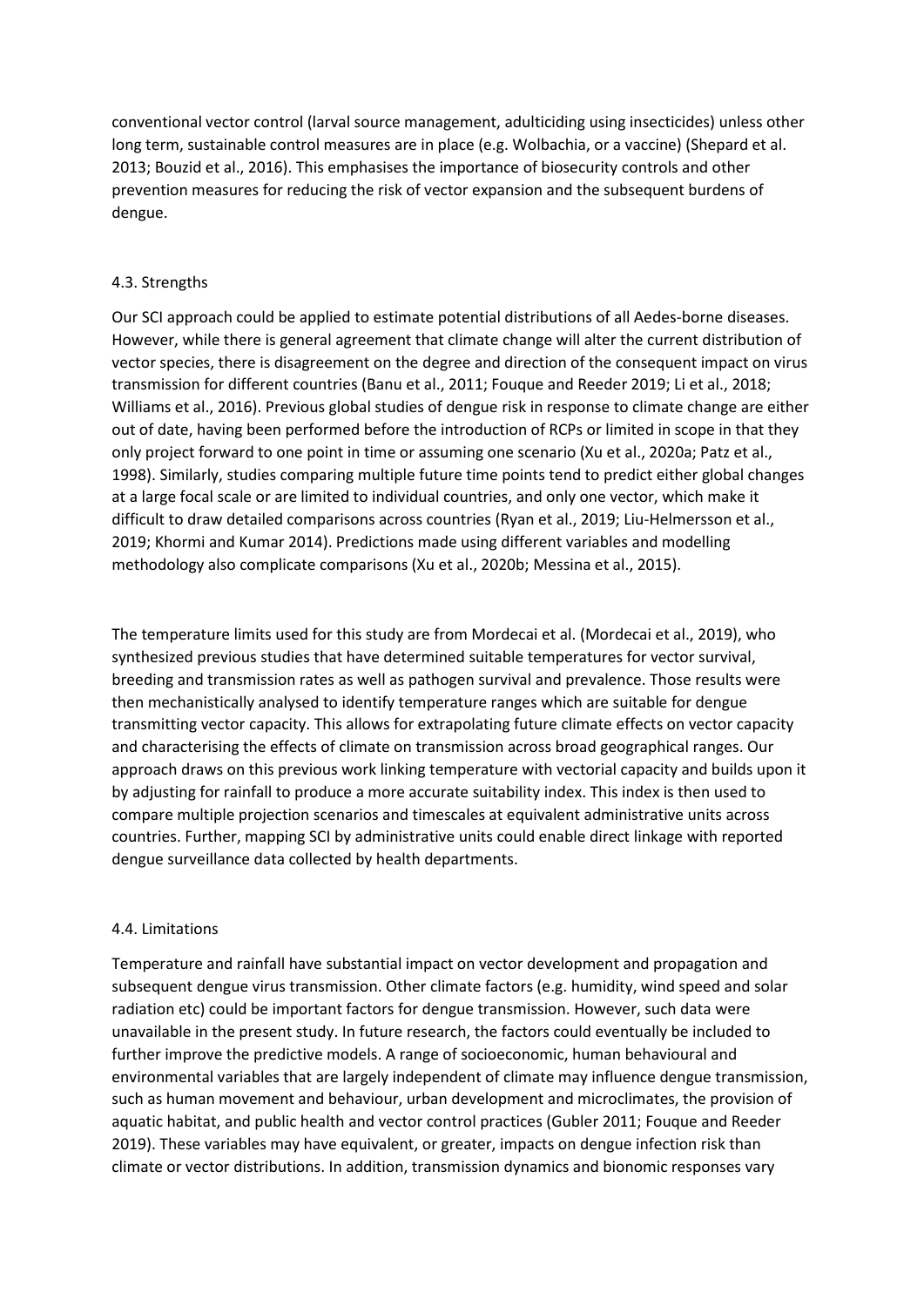conventional vector control (larval source management, adulticiding using insecticides) unless other long term, sustainable control measures are in place (e.g. Wolbachia, or a vaccine) (Shepard et al. 2013; Bouzid et al., 2016). This emphasises the importance of biosecurity controls and other prevention measures for reducing the risk of vector expansion and the subsequent burdens of dengue.

### 4.3. Strengths

Our SCI approach could be applied to estimate potential distributions of all Aedes-borne diseases. However, while there is general agreement that climate change will alter the current distribution of vector species, there is disagreement on the degree and direction of the consequent impact on virus transmission for different countries (Banu et al., 2011; Fouque and Reeder 2019; Li et al., 2018; Williams et al., 2016). Previous global studies of dengue risk in response to climate change are either out of date, having been performed before the introduction of RCPs or limited in scope in that they only project forward to one point in time or assuming one scenario (Xu et al., 2020a; Patz et al., 1998). Similarly, studies comparing multiple future time points tend to predict either global changes at a large focal scale or are limited to individual countries, and only one vector, which make it difficult to draw detailed comparisons across countries (Ryan et al., 2019; Liu-Helmersson et al., 2019; Khormi and Kumar 2014). Predictions made using different variables and modelling methodology also complicate comparisons (Xu et al., 2020b; Messina et al., 2015).

The temperature limits used for this study are from Mordecai et al. (Mordecai et al., 2019), who synthesized previous studies that have determined suitable temperatures for vector survival, breeding and transmission rates as well as pathogen survival and prevalence. Those results were then mechanistically analysed to identify temperature ranges which are suitable for dengue transmitting vector capacity. This allows for extrapolating future climate effects on vector capacity and characterising the effects of climate on transmission across broad geographical ranges. Our approach draws on this previous work linking temperature with vectorial capacity and builds upon it by adjusting for rainfall to produce a more accurate suitability index. This index is then used to compare multiple projection scenarios and timescales at equivalent administrative units across countries. Further, mapping SCI by administrative units could enable direct linkage with reported dengue surveillance data collected by health departments.

### 4.4. Limitations

Temperature and rainfall have substantial impact on vector development and propagation and subsequent dengue virus transmission. Other climate factors (e.g. humidity, wind speed and solar radiation etc) could be important factors for dengue transmission. However, such data were unavailable in the present study. In future research, the factors could eventually be included to further improve the predictive models. A range of socioeconomic, human behavioural and environmental variables that are largely independent of climate may influence dengue transmission, such as human movement and behaviour, urban development and microclimates, the provision of aquatic habitat, and public health and vector control practices (Gubler 2011; Fouque and Reeder 2019). These variables may have equivalent, or greater, impacts on dengue infection risk than climate or vector distributions. In addition, transmission dynamics and bionomic responses vary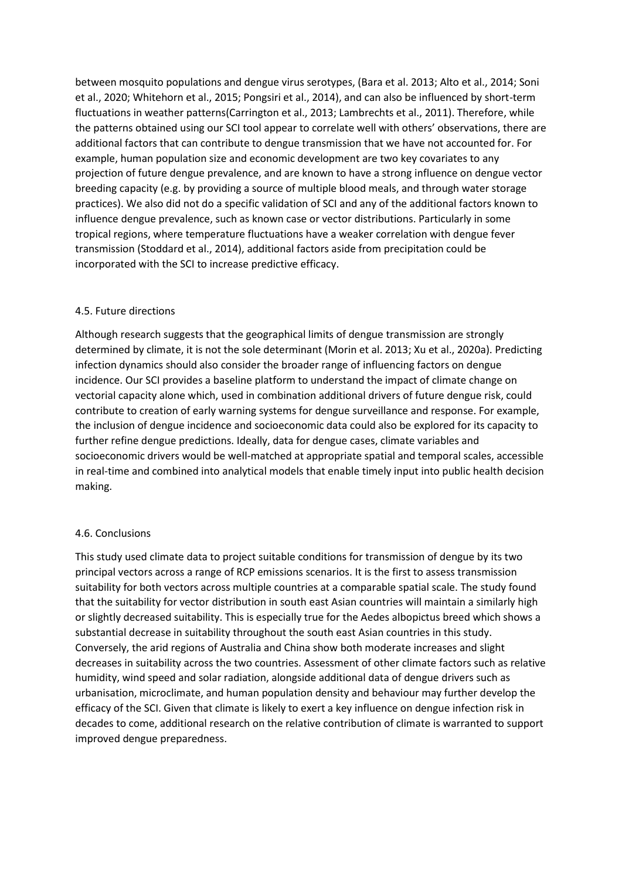between mosquito populations and dengue virus serotypes, (Bara et al. 2013; Alto et al., 2014; Soni et al., 2020; Whitehorn et al., 2015; Pongsiri et al., 2014), and can also be influenced by short-term fluctuations in weather patterns(Carrington et al., 2013; Lambrechts et al., 2011). Therefore, while the patterns obtained using our SCI tool appear to correlate well with others' observations, there are additional factors that can contribute to dengue transmission that we have not accounted for. For example, human population size and economic development are two key covariates to any projection of future dengue prevalence, and are known to have a strong influence on dengue vector breeding capacity (e.g. by providing a source of multiple blood meals, and through water storage practices). We also did not do a specific validation of SCI and any of the additional factors known to influence dengue prevalence, such as known case or vector distributions. Particularly in some tropical regions, where temperature fluctuations have a weaker correlation with dengue fever transmission (Stoddard et al., 2014), additional factors aside from precipitation could be incorporated with the SCI to increase predictive efficacy.

### 4.5. Future directions

Although research suggests that the geographical limits of dengue transmission are strongly determined by climate, it is not the sole determinant (Morin et al. 2013; Xu et al., 2020a). Predicting infection dynamics should also consider the broader range of influencing factors on dengue incidence. Our SCI provides a baseline platform to understand the impact of climate change on vectorial capacity alone which, used in combination additional drivers of future dengue risk, could contribute to creation of early warning systems for dengue surveillance and response. For example, the inclusion of dengue incidence and socioeconomic data could also be explored for its capacity to further refine dengue predictions. Ideally, data for dengue cases, climate variables and socioeconomic drivers would be well-matched at appropriate spatial and temporal scales, accessible in real-time and combined into analytical models that enable timely input into public health decision making.

### 4.6. Conclusions

This study used climate data to project suitable conditions for transmission of dengue by its two principal vectors across a range of RCP emissions scenarios. It is the first to assess transmission suitability for both vectors across multiple countries at a comparable spatial scale. The study found that the suitability for vector distribution in south east Asian countries will maintain a similarly high or slightly decreased suitability. This is especially true for the Aedes albopictus breed which shows a substantial decrease in suitability throughout the south east Asian countries in this study. Conversely, the arid regions of Australia and China show both moderate increases and slight decreases in suitability across the two countries. Assessment of other climate factors such as relative humidity, wind speed and solar radiation, alongside additional data of dengue drivers such as urbanisation, microclimate, and human population density and behaviour may further develop the efficacy of the SCI. Given that climate is likely to exert a key influence on dengue infection risk in decades to come, additional research on the relative contribution of climate is warranted to support improved dengue preparedness.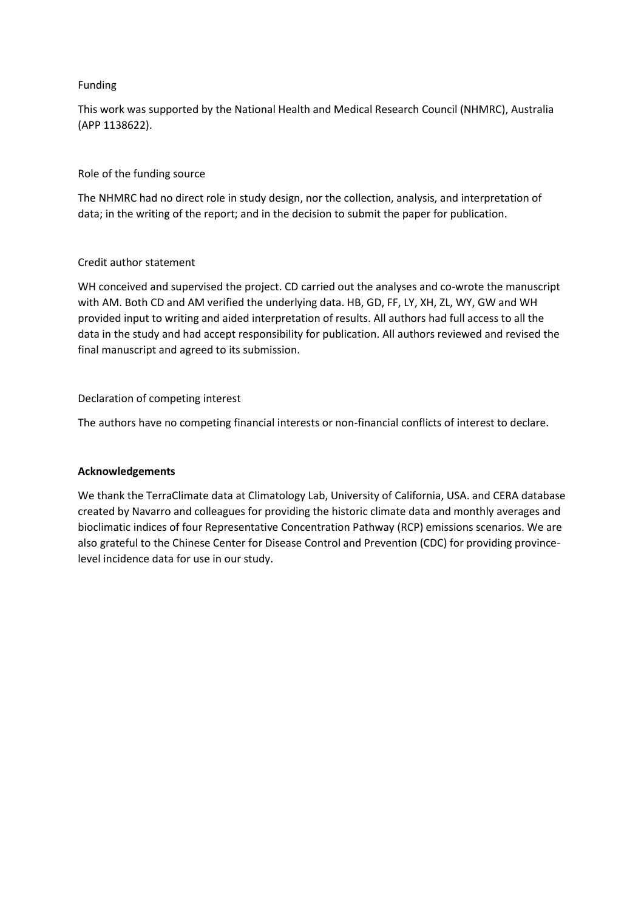Funding

This work was supported by the National Health and Medical Research Council (NHMRC), Australia (APP 1138622).

Role of the funding source

The NHMRC had no direct role in study design, nor the collection, analysis, and interpretation of data; in the writing of the report; and in the decision to submit the paper for publication.

Credit author statement

WH conceived and supervised the project. CD carried out the analyses and co-wrote the manuscript with AM. Both CD and AM verified the underlying data. HB, GD, FF, LY, XH, ZL, WY, GW and WH provided input to writing and aided interpretation of results. All authors had full access to all the data in the study and had accept responsibility for publication. All authors reviewed and revised the final manuscript and agreed to its submission.

Declaration of competing interest

The authors have no competing financial interests or non-financial conflicts of interest to declare.

**Acknowledgements**

We thank the TerraClimate data at Climatology Lab, University of California, USA. and CERA database created by Navarro and colleagues for providing the historic climate data and monthly averages and bioclimatic indices of four Representative Concentration Pathway (RCP) emissions scenarios. We are also grateful to the Chinese Center for Disease Control and Prevention (CDC) for providing province-level incidence data for use in our study.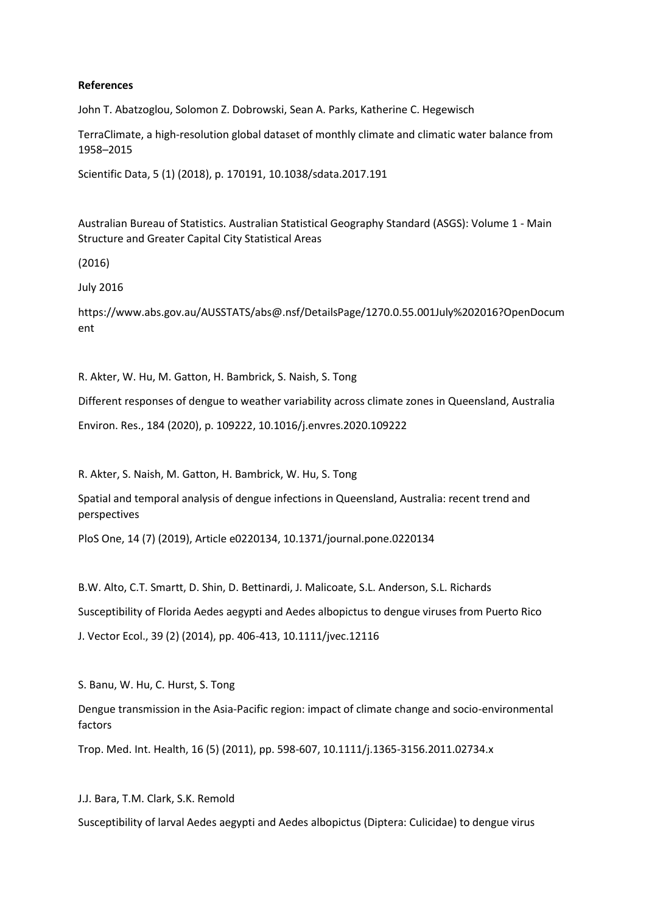**References**

John T. Abatzoglou, Solomon Z. Dobrowski, Sean A. Parks, Katherine C. Hegewisch

TerraClimate, a high-resolution global dataset of monthly climate and climatic water balance from 1958–2015

Scientific Data, 5 (1) (2018), p. 170191, 10.1038/sdata.2017.191

Australian Bureau of Statistics. Australian Statistical Geography Standard (ASGS): Volume 1 - Main Structure and Greater Capital City Statistical Areas

(2016)

July 2016

https://www.abs.gov.au/AUSSTATS/abs@.nsf/DetailsPage/1270.0.55.001July%202016?OpenDocument

R. Akter, W. Hu, M. Gatton, H. Bambrick, S. Naish, S. Tong

Different responses of dengue to weather variability across climate zones in Queensland, Australia

Environ. Res., 184 (2020), p. 109222, 10.1016/j.envres.2020.109222

R. Akter, S. Naish, M. Gatton, H. Bambrick, W. Hu, S. Tong

Spatial and temporal analysis of dengue infections in Queensland, Australia: recent trend and perspectives

PloS One, 14 (7) (2019), Article e0220134, 10.1371/journal.pone.0220134

B.W. Alto, C.T. Smartt, D. Shin, D. Bettinardi, J. Malicoate, S.L. Anderson, S.L. Richards

Susceptibility of Florida Aedes aegypti and Aedes albopictus to dengue viruses from Puerto Rico

J. Vector Ecol., 39 (2) (2014), pp. 406-413, 10.1111/jvec.12116

S. Banu, W. Hu, C. Hurst, S. Tong

Dengue transmission in the Asia-Pacific region: impact of climate change and socio-environmental factors

Trop. Med. Int. Health, 16 (5) (2011), pp. 598-607, 10.1111/j.1365-3156.2011.02734.x

J.J. Bara, T.M. Clark, S.K. Remold

Susceptibility of larval Aedes aegypti and Aedes albopictus (Diptera: Culicidae) to dengue virus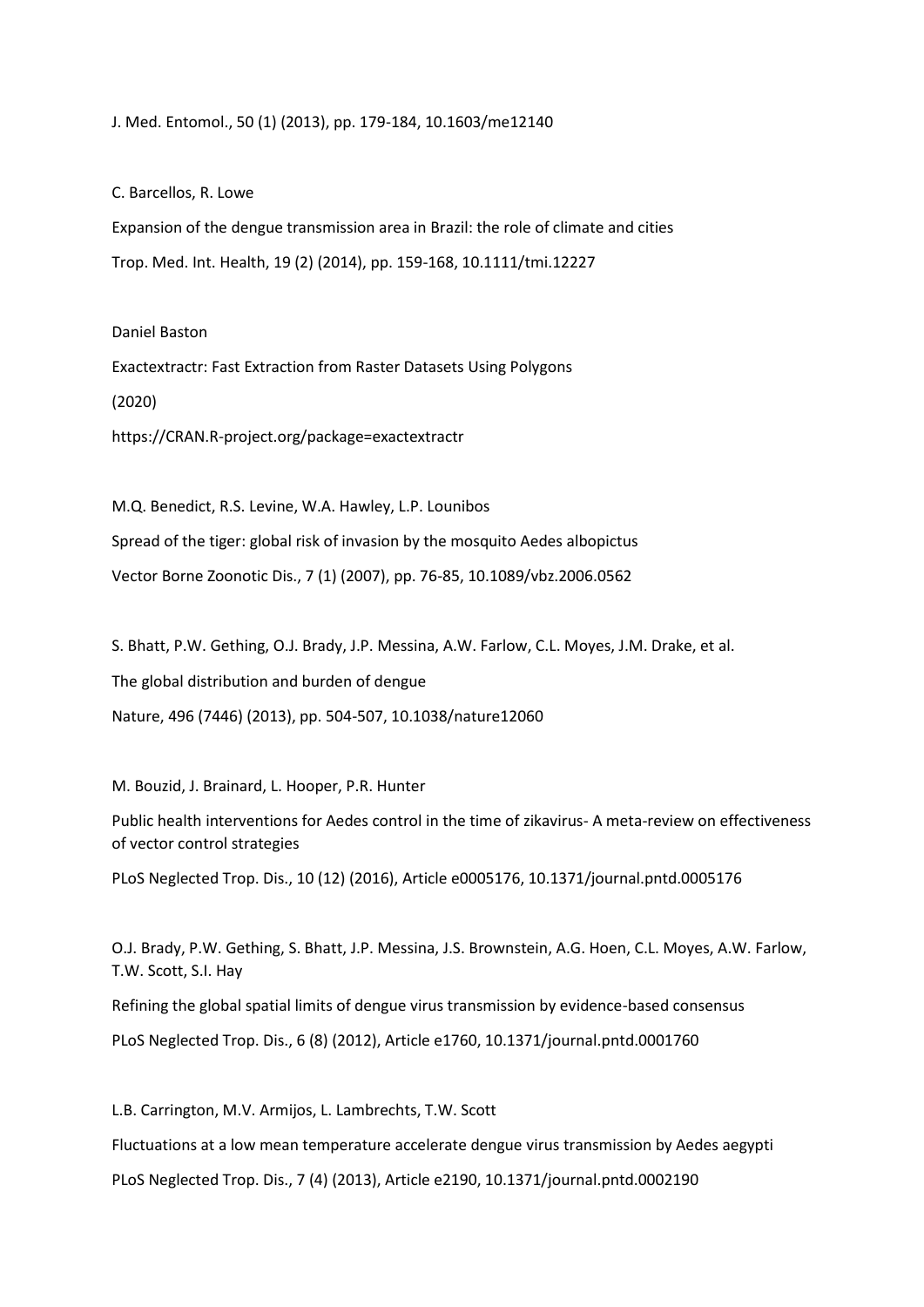J. Med. Entomol., 50 (1) (2013), pp. 179-184, 10.1603/me12140

C. Barcellos, R. Lowe

Expansion of the dengue transmission area in Brazil: the role of climate and cities

Trop. Med. Int. Health, 19 (2) (2014), pp. 159-168, 10.1111/tmi.12227

Daniel Baston

Exactextractr: Fast Extraction from Raster Datasets Using Polygons

(2020)

https://CRAN.R-project.org/package=exactextractr

M.Q. Benedict, R.S. Levine, W.A. Hawley, L.P. Lounibos

Spread of the tiger: global risk of invasion by the mosquito Aedes albopictus

Vector Borne Zoonotic Dis., 7 (1) (2007), pp. 76-85, 10.1089/vbz.2006.0562

S. Bhatt, P.W. Gething, O.J. Brady, J.P. Messina, A.W. Farlow, C.L. Moyes, J.M. Drake, et al.

The global distribution and burden of dengue

Nature, 496 (7446) (2013), pp. 504-507, 10.1038/nature12060

M. Bouzid, J. Brainard, L. Hooper, P.R. Hunter

Public health interventions for Aedes control in the time of zikavirus- A meta-review on effectiveness of vector control strategies

PLoS Neglected Trop. Dis., 10 (12) (2016), Article e0005176, 10.1371/journal.pntd.0005176

O.J. Brady, P.W. Gething, S. Bhatt, J.P. Messina, J.S. Brownstein, A.G. Hoen, C.L. Moyes, A.W. Farlow, T.W. Scott, S.I. Hay

Refining the global spatial limits of dengue virus transmission by evidence-based consensus

PLoS Neglected Trop. Dis., 6 (8) (2012), Article e1760, 10.1371/journal.pntd.0001760

L.B. Carrington, M.V. Armijos, L. Lambrechts, T.W. Scott

Fluctuations at a low mean temperature accelerate dengue virus transmission by Aedes aegypti

PLoS Neglected Trop. Dis., 7 (4) (2013), Article e2190, 10.1371/journal.pntd.0002190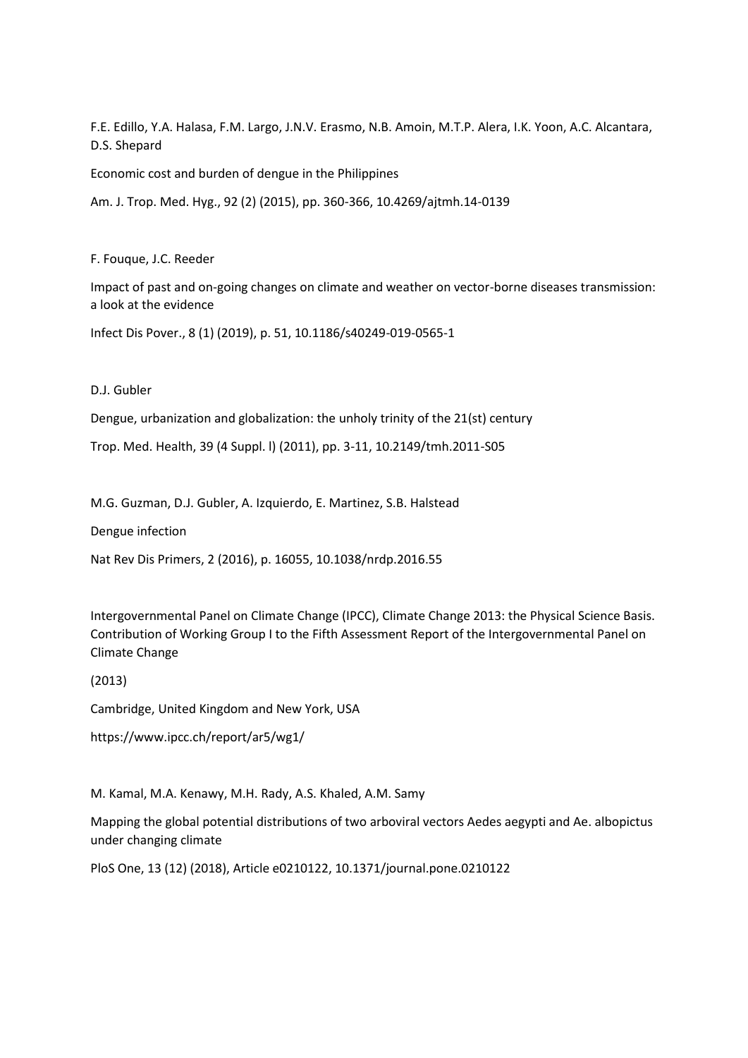F.E. Edillo, Y.A. Halasa, F.M. Largo, J.N.V. Erasmo, N.B. Amoin, M.T.P. Alera, I.K. Yoon, A.C. Alcantara, D.S. Shepard

Economic cost and burden of dengue in the Philippines

Am. J. Trop. Med. Hyg., 92 (2) (2015), pp. 360-366, 10.4269/ajtmh.14-0139

F. Fouque, J.C. Reeder

Impact of past and on-going changes on climate and weather on vector-borne diseases transmission: a look at the evidence

Infect Dis Pover., 8 (1) (2019), p. 51, 10.1186/s40249-019-0565-1

D.J. Gubler

Dengue, urbanization and globalization: the unholy trinity of the 21(st) century

Trop. Med. Health, 39 (4 Suppl. l) (2011), pp. 3-11, 10.2149/tmh.2011-S05

M.G. Guzman, D.J. Gubler, A. Izquierdo, E. Martinez, S.B. Halstead

Dengue infection

Nat Rev Dis Primers, 2 (2016), p. 16055, 10.1038/nrdp.2016.55

Intergovernmental Panel on Climate Change (IPCC), Climate Change 2013: the Physical Science Basis. Contribution of Working Group I to the Fifth Assessment Report of the Intergovernmental Panel on Climate Change

(2013)

Cambridge, United Kingdom and New York, USA

https://www.ipcc.ch/report/ar5/wg1/

M. Kamal, M.A. Kenawy, M.H. Rady, A.S. Khaled, A.M. Samy

Mapping the global potential distributions of two arboviral vectors Aedes aegypti and Ae. albopictus under changing climate

PloS One, 13 (12) (2018), Article e0210122, 10.1371/journal.pone.0210122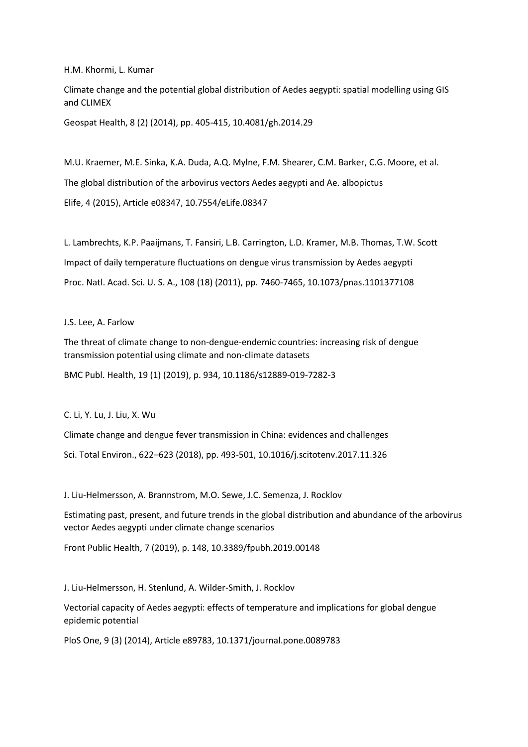H.M. Khormi, L. Kumar

Climate change and the potential global distribution of Aedes aegypti: spatial modelling using GIS and CLIMEX

Geospat Health, 8 (2) (2014), pp. 405-415, 10.4081/gh.2014.29

M.U. Kraemer, M.E. Sinka, K.A. Duda, A.Q. Mylne, F.M. Shearer, C.M. Barker, C.G. Moore, et al.

The global distribution of the arbovirus vectors Aedes aegypti and Ae. albopictus

Elife, 4 (2015), Article e08347, 10.7554/eLife.08347

L. Lambrechts, K.P. Paaijmans, T. Fansiri, L.B. Carrington, L.D. Kramer, M.B. Thomas, T.W. Scott

Impact of daily temperature fluctuations on dengue virus transmission by Aedes aegypti

Proc. Natl. Acad. Sci. U. S. A., 108 (18) (2011), pp. 7460-7465, 10.1073/pnas.1101377108

J.S. Lee, A. Farlow

The threat of climate change to non-dengue-endemic countries: increasing risk of dengue transmission potential using climate and non-climate datasets

BMC Publ. Health, 19 (1) (2019), p. 934, 10.1186/s12889-019-7282-3

C. Li, Y. Lu, J. Liu, X. Wu

Climate change and dengue fever transmission in China: evidences and challenges

Sci. Total Environ., 622–623 (2018), pp. 493-501, 10.1016/j.scitotenv.2017.11.326

J. Liu-Helmersson, A. Brannstrom, M.O. Sewe, J.C. Semenza, J. Rocklov

Estimating past, present, and future trends in the global distribution and abundance of the arbovirus vector Aedes aegypti under climate change scenarios

Front Public Health, 7 (2019), p. 148, 10.3389/fpubh.2019.00148

J. Liu-Helmersson, H. Stenlund, A. Wilder-Smith, J. Rocklov

Vectorial capacity of Aedes aegypti: effects of temperature and implications for global dengue epidemic potential

PloS One, 9 (3) (2014), Article e89783, 10.1371/journal.pone.0089783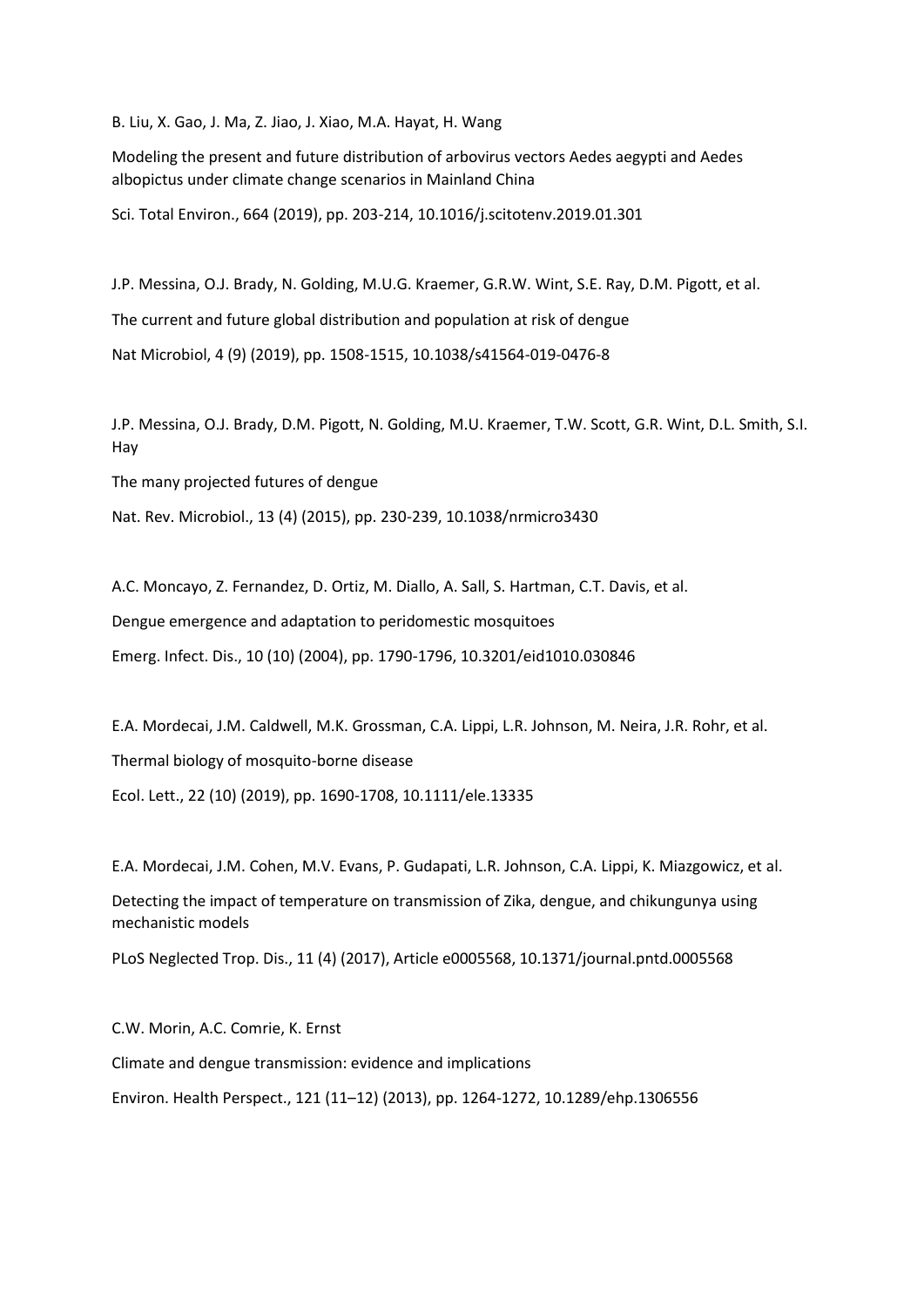B. Liu, X. Gao, J. Ma, Z. Jiao, J. Xiao, M.A. Hayat, H. Wang

Modeling the present and future distribution of arbovirus vectors Aedes aegypti and Aedes albopictus under climate change scenarios in Mainland China

Sci. Total Environ., 664 (2019), pp. 203-214, 10.1016/j.scitotenv.2019.01.301

J.P. Messina, O.J. Brady, N. Golding, M.U.G. Kraemer, G.R.W. Wint, S.E. Ray, D.M. Pigott, et al.

The current and future global distribution and population at risk of dengue

Nat Microbiol, 4 (9) (2019), pp. 1508-1515, 10.1038/s41564-019-0476-8

J.P. Messina, O.J. Brady, D.M. Pigott, N. Golding, M.U. Kraemer, T.W. Scott, G.R. Wint, D.L. Smith, S.I. Hay

The many projected futures of dengue

Nat. Rev. Microbiol., 13 (4) (2015), pp. 230-239, 10.1038/nrmicro3430

A.C. Moncayo, Z. Fernandez, D. Ortiz, M. Diallo, A. Sall, S. Hartman, C.T. Davis, et al.

Dengue emergence and adaptation to peridomestic mosquitoes

Emerg. Infect. Dis., 10 (10) (2004), pp. 1790-1796, 10.3201/eid1010.030846

E.A. Mordecai, J.M. Caldwell, M.K. Grossman, C.A. Lippi, L.R. Johnson, M. Neira, J.R. Rohr, et al.

Thermal biology of mosquito-borne disease

Ecol. Lett., 22 (10) (2019), pp. 1690-1708, 10.1111/ele.13335

E.A. Mordecai, J.M. Cohen, M.V. Evans, P. Gudapati, L.R. Johnson, C.A. Lippi, K. Miazgowicz, et al.

Detecting the impact of temperature on transmission of Zika, dengue, and chikungunya using mechanistic models

PLoS Neglected Trop. Dis., 11 (4) (2017), Article e0005568, 10.1371/journal.pntd.0005568

C.W. Morin, A.C. Comrie, K. Ernst

Climate and dengue transmission: evidence and implications

Environ. Health Perspect., 121 (11–12) (2013), pp. 1264-1272, 10.1289/ehp.1306556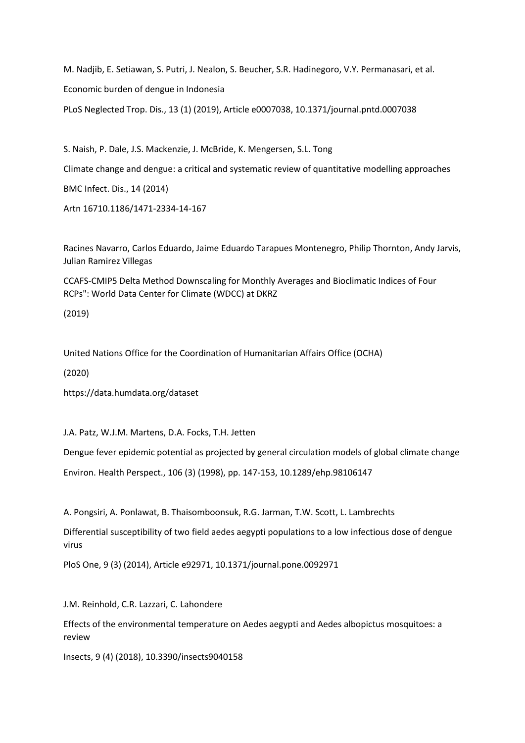M. Nadjib, E. Setiawan, S. Putri, J. Nealon, S. Beucher, S.R. Hadinegoro, V.Y. Permanasari, et al.

Economic burden of dengue in Indonesia

PLoS Neglected Trop. Dis., 13 (1) (2019), Article e0007038, 10.1371/journal.pntd.0007038

S. Naish, P. Dale, J.S. Mackenzie, J. McBride, K. Mengersen, S.L. Tong

Climate change and dengue: a critical and systematic review of quantitative modelling approaches

BMC Infect. Dis., 14 (2014)

Artn 16710.1186/1471-2334-14-167

Racines Navarro, Carlos Eduardo, Jaime Eduardo Tarapues Montenegro, Philip Thornton, Andy Jarvis, Julian Ramirez Villegas

CCAFS-CMIP5 Delta Method Downscaling for Monthly Averages and Bioclimatic Indices of Four RCPs": World Data Center for Climate (WDCC) at DKRZ

(2019)

United Nations Office for the Coordination of Humanitarian Affairs Office (OCHA)

(2020)

https://data.humdata.org/dataset

J.A. Patz, W.J.M. Martens, D.A. Focks, T.H. Jetten

Dengue fever epidemic potential as projected by general circulation models of global climate change

Environ. Health Perspect., 106 (3) (1998), pp. 147-153, 10.1289/ehp.98106147

A. Pongsiri, A. Ponlawat, B. Thaisomboonsuk, R.G. Jarman, T.W. Scott, L. Lambrechts

Differential susceptibility of two field aedes aegypti populations to a low infectious dose of dengue virus

PloS One, 9 (3) (2014), Article e92971, 10.1371/journal.pone.0092971

J.M. Reinhold, C.R. Lazzari, C. Lahondere

Effects of the environmental temperature on Aedes aegypti and Aedes albopictus mosquitoes: a review

Insects, 9 (4) (2018), 10.3390/insects9040158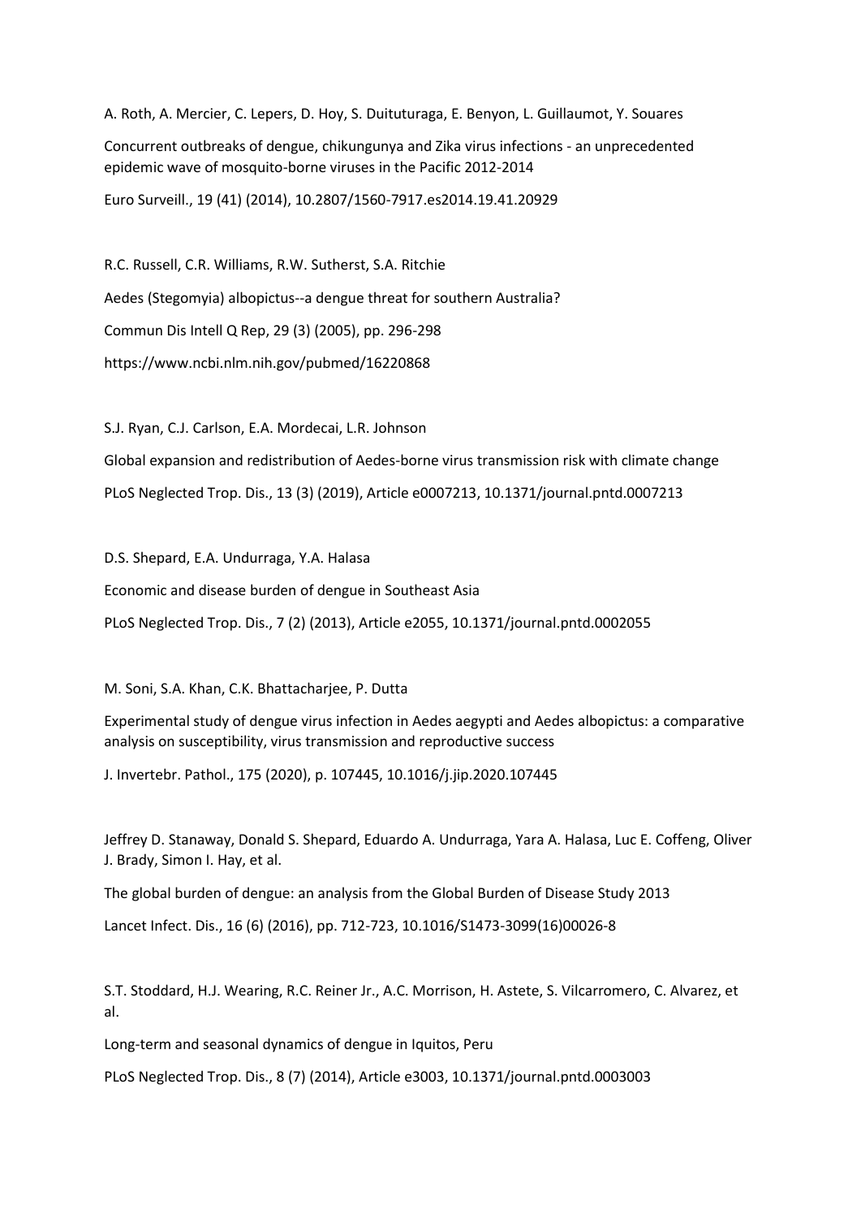A. Roth, A. Mercier, C. Lepers, D. Hoy, S. Duituturaga, E. Benyon, L. Guillaumot, Y. Souares

Concurrent outbreaks of dengue, chikungunya and Zika virus infections - an unprecedented epidemic wave of mosquito-borne viruses in the Pacific 2012-2014

Euro Surveill., 19 (41) (2014), 10.2807/1560-7917.es2014.19.41.20929

R.C. Russell, C.R. Williams, R.W. Sutherst, S.A. Ritchie

Aedes (Stegomyia) albopictus--a dengue threat for southern Australia?

Commun Dis Intell Q Rep, 29 (3) (2005), pp. 296-298

https://www.ncbi.nlm.nih.gov/pubmed/16220868

S.J. Ryan, C.J. Carlson, E.A. Mordecai, L.R. Johnson

Global expansion and redistribution of Aedes-borne virus transmission risk with climate change

PLoS Neglected Trop. Dis., 13 (3) (2019), Article e0007213, 10.1371/journal.pntd.0007213

D.S. Shepard, E.A. Undurraga, Y.A. Halasa

Economic and disease burden of dengue in Southeast Asia

PLoS Neglected Trop. Dis., 7 (2) (2013), Article e2055, 10.1371/journal.pntd.0002055

M. Soni, S.A. Khan, C.K. Bhattacharjee, P. Dutta

Experimental study of dengue virus infection in Aedes aegypti and Aedes albopictus: a comparative analysis on susceptibility, virus transmission and reproductive success

J. Invertebr. Pathol., 175 (2020), p. 107445, 10.1016/j.jip.2020.107445

Jeffrey D. Stanaway, Donald S. Shepard, Eduardo A. Undurraga, Yara A. Halasa, Luc E. Coffeng, Oliver J. Brady, Simon I. Hay, et al.

The global burden of dengue: an analysis from the Global Burden of Disease Study 2013

Lancet Infect. Dis., 16 (6) (2016), pp. 712-723, 10.1016/S1473-3099(16)00026-8

S.T. Stoddard, H.J. Wearing, R.C. Reiner Jr., A.C. Morrison, H. Astete, S. Vilcarromero, C. Alvarez, et al.

Long-term and seasonal dynamics of dengue in Iquitos, Peru

PLoS Neglected Trop. Dis., 8 (7) (2014), Article e3003, 10.1371/journal.pntd.0003003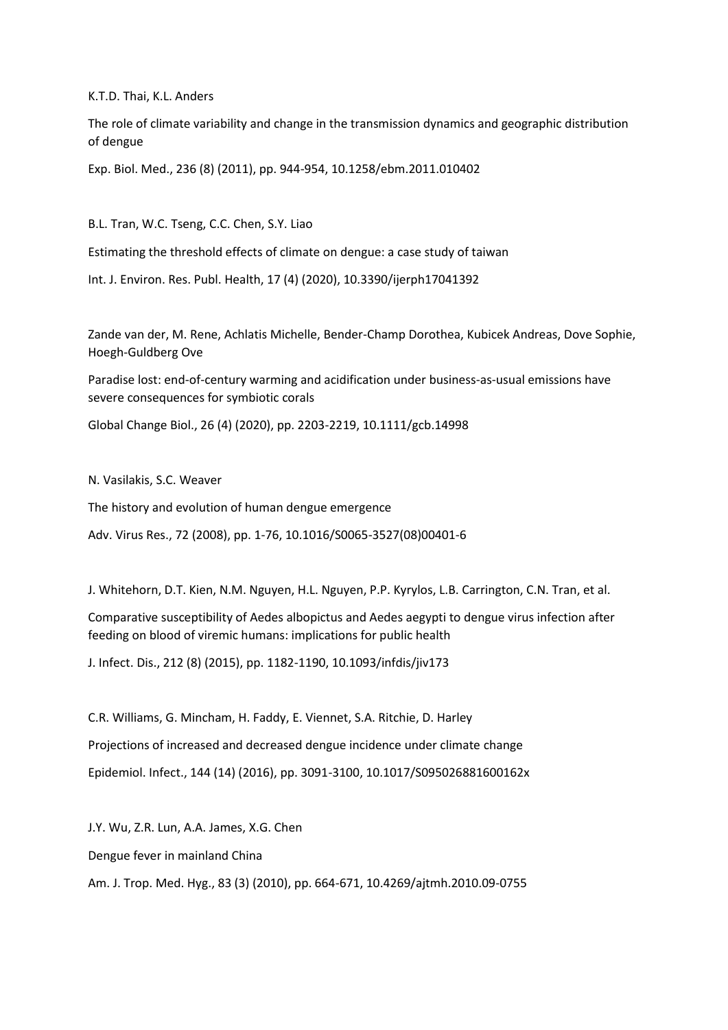K.T.D. Thai, K.L. Anders

The role of climate variability and change in the transmission dynamics and geographic distribution of dengue

Exp. Biol. Med., 236 (8) (2011), pp. 944-954, 10.1258/ebm.2011.010402

B.L. Tran, W.C. Tseng, C.C. Chen, S.Y. Liao

Estimating the threshold effects of climate on dengue: a case study of taiwan

Int. J. Environ. Res. Publ. Health, 17 (4) (2020), 10.3390/ijerph17041392

Zande van der, M. Rene, Achlatis Michelle, Bender-Champ Dorothea, Kubicek Andreas, Dove Sophie, Hoegh-Guldberg Ove

Paradise lost: end-of-century warming and acidification under business-as-usual emissions have severe consequences for symbiotic corals

Global Change Biol., 26 (4) (2020), pp. 2203-2219, 10.1111/gcb.14998

N. Vasilakis, S.C. Weaver

The history and evolution of human dengue emergence

Adv. Virus Res., 72 (2008), pp. 1-76, 10.1016/S0065-3527(08)00401-6

J. Whitehorn, D.T. Kien, N.M. Nguyen, H.L. Nguyen, P.P. Kyrylos, L.B. Carrington, C.N. Tran, et al.

Comparative susceptibility of Aedes albopictus and Aedes aegypti to dengue virus infection after feeding on blood of viremic humans: implications for public health

J. Infect. Dis., 212 (8) (2015), pp. 1182-1190, 10.1093/infdis/jiv173

C.R. Williams, G. Mincham, H. Faddy, E. Viennet, S.A. Ritchie, D. Harley

Projections of increased and decreased dengue incidence under climate change

Epidemiol. Infect., 144 (14) (2016), pp. 3091-3100, 10.1017/S095026881600162x

J.Y. Wu, Z.R. Lun, A.A. James, X.G. Chen

Dengue fever in mainland China

Am. J. Trop. Med. Hyg., 83 (3) (2010), pp. 664-671, 10.4269/ajtmh.2010.09-0755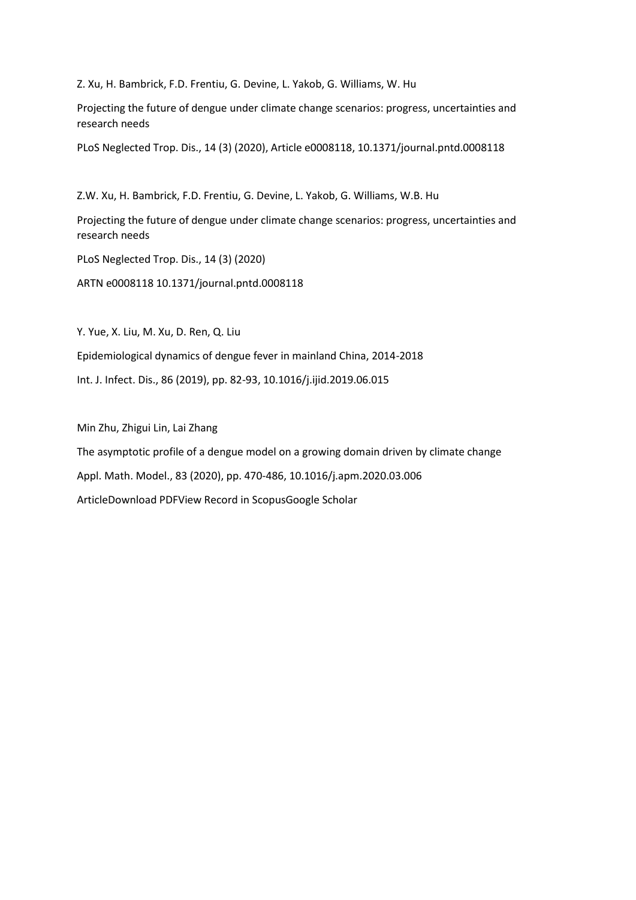Z. Xu, H. Bambrick, F.D. Frentiu, G. Devine, L. Yakob, G. Williams, W. Hu

Projecting the future of dengue under climate change scenarios: progress, uncertainties and research needs

PLoS Neglected Trop. Dis., 14 (3) (2020), Article e0008118, 10.1371/journal.pntd.0008118

Z.W. Xu, H. Bambrick, F.D. Frentiu, G. Devine, L. Yakob, G. Williams, W.B. Hu

Projecting the future of dengue under climate change scenarios: progress, uncertainties and research needs

PLoS Neglected Trop. Dis., 14 (3) (2020)

ARTN e0008118 10.1371/journal.pntd.0008118

Y. Yue, X. Liu, M. Xu, D. Ren, Q. Liu

Epidemiological dynamics of dengue fever in mainland China, 2014-2018

Int. J. Infect. Dis., 86 (2019), pp. 82-93, 10.1016/j.ijid.2019.06.015

Min Zhu, Zhigui Lin, Lai Zhang

The asymptotic profile of a dengue model on a growing domain driven by climate change

Appl. Math. Model., 83 (2020), pp. 470-486, 10.1016/j.apm.2020.03.006

ArticleDownload PDFView Record in ScopusGoogle Scholar